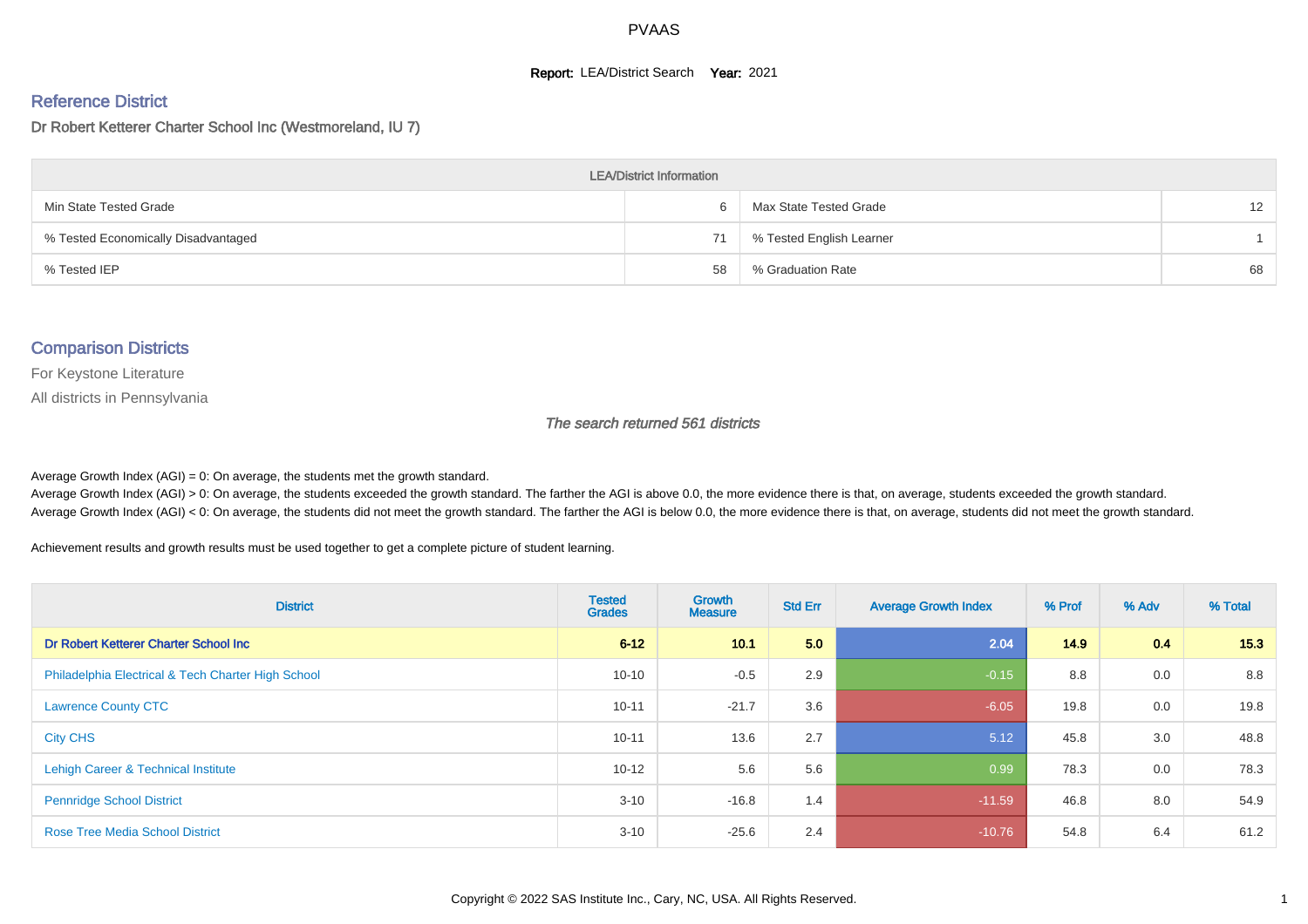# PVAAS

**Report:** LEA/District Search **Year:** 2021

## Reference District

### Dr Robert Ketterer Charter School Inc (Westmoreland, IU 7)

| LEA/District Information | | | |
|---|---|---|---|
| Min State Tested Grade | 6 | Max State Tested Grade | 12 |
| % Tested Economically Disadvantaged | 71 | % Tested English Learner | 1 |
| % Tested IEP | 58 | % Graduation Rate | 68 |

## Comparison Districts

For Keystone Literature

All districts in Pennsylvania

*The search returned 561 districts*

Average Growth Index (AGI) = 0: On average, the students met the growth standard.
Average Growth Index (AGI) > 0: On average, the students exceeded the growth standard. The farther the AGI is above 0.0, the more evidence there is that, on average, students exceeded the growth standard.
Average Growth Index (AGI) < 0: On average, the students did not meet the growth standard. The farther the AGI is below 0.0, the more evidence there is that, on average, students did not meet the growth standard.

Achievement results and growth results must be used together to get a complete picture of student learning.

| District | Tested Grades | Growth Measure | Std Err | Average Growth Index | % Prof | % Adv | % Total |
|---|---|---|---|---|---|---|---|
| **Dr Robert Ketterer Charter School Inc** | **6-12** | **10.1** | **5.0** | **2.04** | **14.9** | **0.4** | **15.3** |
| Philadelphia Electrical & Tech Charter High School | 10-10 | -0.5 | 2.9 | -0.15 | 8.8 | 0.0 | 8.8 |
| Lawrence County CTC | 10-11 | -21.7 | 3.6 | -6.05 | 19.8 | 0.0 | 19.8 |
| City CHS | 10-11 | 13.6 | 2.7 | 5.12 | 45.8 | 3.0 | 48.8 |
| Lehigh Career & Technical Institute | 10-12 | 5.6 | 5.6 | 0.99 | 78.3 | 0.0 | 78.3 |
| Pennridge School District | 3-10 | -16.8 | 1.4 | -11.59 | 46.8 | 8.0 | 54.9 |
| Rose Tree Media School District | 3-10 | -25.6 | 2.4 | -10.76 | 54.8 | 6.4 | 61.2 |

Copyright © 2022 SAS Institute Inc., Cary, NC, USA. All Rights Reserved.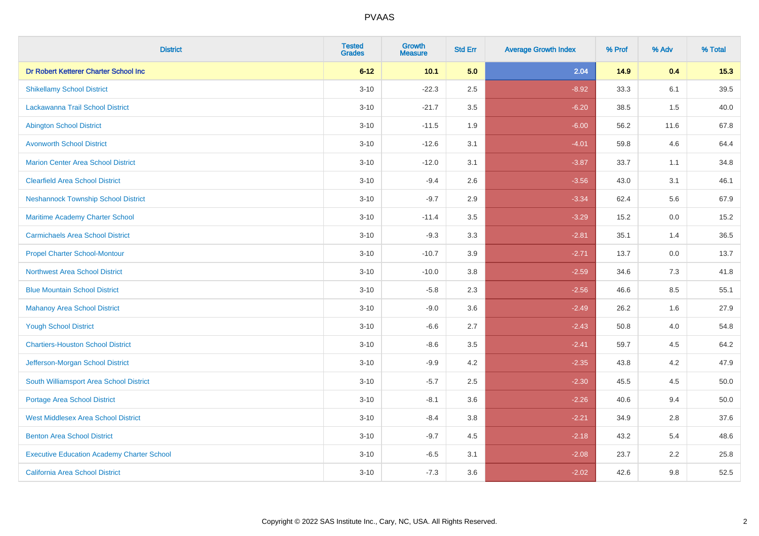# PVAAS

| District | Tested Grades | Growth Measure | Std Err | Average Growth Index | % Prof | % Adv | % Total |
|---|---|---|---|---|---|---|---|
| **Dr Robert Ketterer Charter School Inc** | **6-12** | **10.1** | **5.0** | **2.04** | **14.9** | **0.4** | **15.3** |
| Shikellamy School District | 3-10 | -22.3 | 2.5 | -8.92 | 33.3 | 6.1 | 39.5 |
| Lackawanna Trail School District | 3-10 | -21.7 | 3.5 | -6.20 | 38.5 | 1.5 | 40.0 |
| Abington School District | 3-10 | -11.5 | 1.9 | -6.00 | 56.2 | 11.6 | 67.8 |
| Avonworth School District | 3-10 | -12.6 | 3.1 | -4.01 | 59.8 | 4.6 | 64.4 |
| Marion Center Area School District | 3-10 | -12.0 | 3.1 | -3.87 | 33.7 | 1.1 | 34.8 |
| Clearfield Area School District | 3-10 | -9.4 | 2.6 | -3.56 | 43.0 | 3.1 | 46.1 |
| Neshannock Township School District | 3-10 | -9.7 | 2.9 | -3.34 | 62.4 | 5.6 | 67.9 |
| Maritime Academy Charter School | 3-10 | -11.4 | 3.5 | -3.29 | 15.2 | 0.0 | 15.2 |
| Carmichaels Area School District | 3-10 | -9.3 | 3.3 | -2.81 | 35.1 | 1.4 | 36.5 |
| Propel Charter School-Montour | 3-10 | -10.7 | 3.9 | -2.71 | 13.7 | 0.0 | 13.7 |
| Northwest Area School District | 3-10 | -10.0 | 3.8 | -2.59 | 34.6 | 7.3 | 41.8 |
| Blue Mountain School District | 3-10 | -5.8 | 2.3 | -2.56 | 46.6 | 8.5 | 55.1 |
| Mahanoy Area School District | 3-10 | -9.0 | 3.6 | -2.49 | 26.2 | 1.6 | 27.9 |
| Yough School District | 3-10 | -6.6 | 2.7 | -2.43 | 50.8 | 4.0 | 54.8 |
| Chartiers-Houston School District | 3-10 | -8.6 | 3.5 | -2.41 | 59.7 | 4.5 | 64.2 |
| Jefferson-Morgan School District | 3-10 | -9.9 | 4.2 | -2.35 | 43.8 | 4.2 | 47.9 |
| South Williamsport Area School District | 3-10 | -5.7 | 2.5 | -2.30 | 45.5 | 4.5 | 50.0 |
| Portage Area School District | 3-10 | -8.1 | 3.6 | -2.26 | 40.6 | 9.4 | 50.0 |
| West Middlesex Area School District | 3-10 | -8.4 | 3.8 | -2.21 | 34.9 | 2.8 | 37.6 |
| Benton Area School District | 3-10 | -9.7 | 4.5 | -2.18 | 43.2 | 5.4 | 48.6 |
| Executive Education Academy Charter School | 3-10 | -6.5 | 3.1 | -2.08 | 23.7 | 2.2 | 25.8 |
| California Area School District | 3-10 | -7.3 | 3.6 | -2.02 | 42.6 | 9.8 | 52.5 |

Copyright © 2022 SAS Institute Inc., Cary, NC, USA. All Rights Reserved.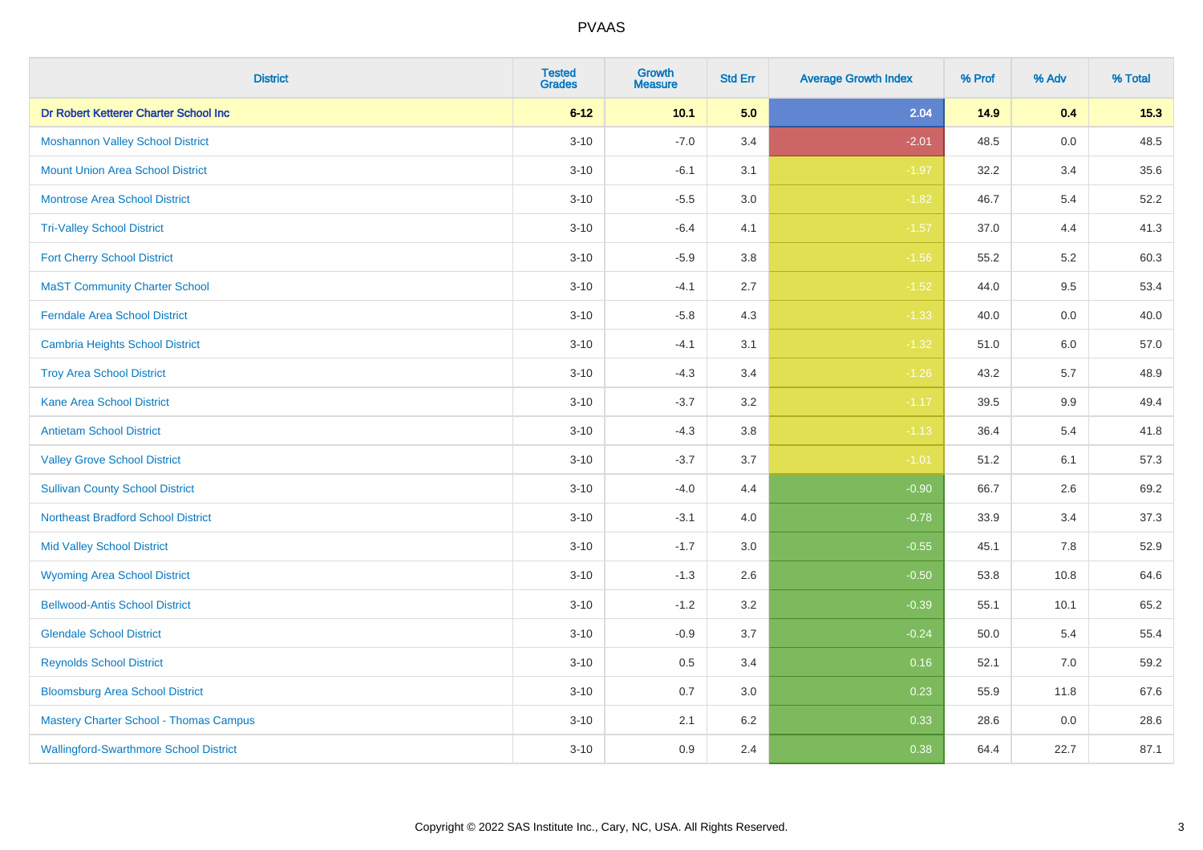# PVAAS

| District | Tested Grades | Growth Measure | Std Err | Average Growth Index | % Prof | % Adv | % Total |
|---|---|---|---|---|---|---|---|
| **Dr Robert Ketterer Charter School Inc** | **6-12** | **10.1** | **5.0** | **2.04** | **14.9** | **0.4** | **15.3** |
| Moshannon Valley School District | 3-10 | -7.0 | 3.4 | -2.01 | 48.5 | 0.0 | 48.5 |
| Mount Union Area School District | 3-10 | -6.1 | 3.1 | -1.97 | 32.2 | 3.4 | 35.6 |
| Montrose Area School District | 3-10 | -5.5 | 3.0 | -1.82 | 46.7 | 5.4 | 52.2 |
| Tri-Valley School District | 3-10 | -6.4 | 4.1 | -1.57 | 37.0 | 4.4 | 41.3 |
| Fort Cherry School District | 3-10 | -5.9 | 3.8 | -1.56 | 55.2 | 5.2 | 60.3 |
| MaST Community Charter School | 3-10 | -4.1 | 2.7 | -1.52 | 44.0 | 9.5 | 53.4 |
| Ferndale Area School District | 3-10 | -5.8 | 4.3 | -1.33 | 40.0 | 0.0 | 40.0 |
| Cambria Heights School District | 3-10 | -4.1 | 3.1 | -1.32 | 51.0 | 6.0 | 57.0 |
| Troy Area School District | 3-10 | -4.3 | 3.4 | -1.26 | 43.2 | 5.7 | 48.9 |
| Kane Area School District | 3-10 | -3.7 | 3.2 | -1.17 | 39.5 | 9.9 | 49.4 |
| Antietam School District | 3-10 | -4.3 | 3.8 | -1.13 | 36.4 | 5.4 | 41.8 |
| Valley Grove School District | 3-10 | -3.7 | 3.7 | -1.01 | 51.2 | 6.1 | 57.3 |
| Sullivan County School District | 3-10 | -4.0 | 4.4 | -0.90 | 66.7 | 2.6 | 69.2 |
| Northeast Bradford School District | 3-10 | -3.1 | 4.0 | -0.78 | 33.9 | 3.4 | 37.3 |
| Mid Valley School District | 3-10 | -1.7 | 3.0 | -0.55 | 45.1 | 7.8 | 52.9 |
| Wyoming Area School District | 3-10 | -1.3 | 2.6 | -0.50 | 53.8 | 10.8 | 64.6 |
| Bellwood-Antis School District | 3-10 | -1.2 | 3.2 | -0.39 | 55.1 | 10.1 | 65.2 |
| Glendale School District | 3-10 | -0.9 | 3.7 | -0.24 | 50.0 | 5.4 | 55.4 |
| Reynolds School District | 3-10 | 0.5 | 3.4 | 0.16 | 52.1 | 7.0 | 59.2 |
| Bloomsburg Area School District | 3-10 | 0.7 | 3.0 | 0.23 | 55.9 | 11.8 | 67.6 |
| Mastery Charter School - Thomas Campus | 3-10 | 2.1 | 6.2 | 0.33 | 28.6 | 0.0 | 28.6 |
| Wallingford-Swarthmore School District | 3-10 | 0.9 | 2.4 | 0.38 | 64.4 | 22.7 | 87.1 |

Copyright © 2022 SAS Institute Inc., Cary, NC, USA. All Rights Reserved.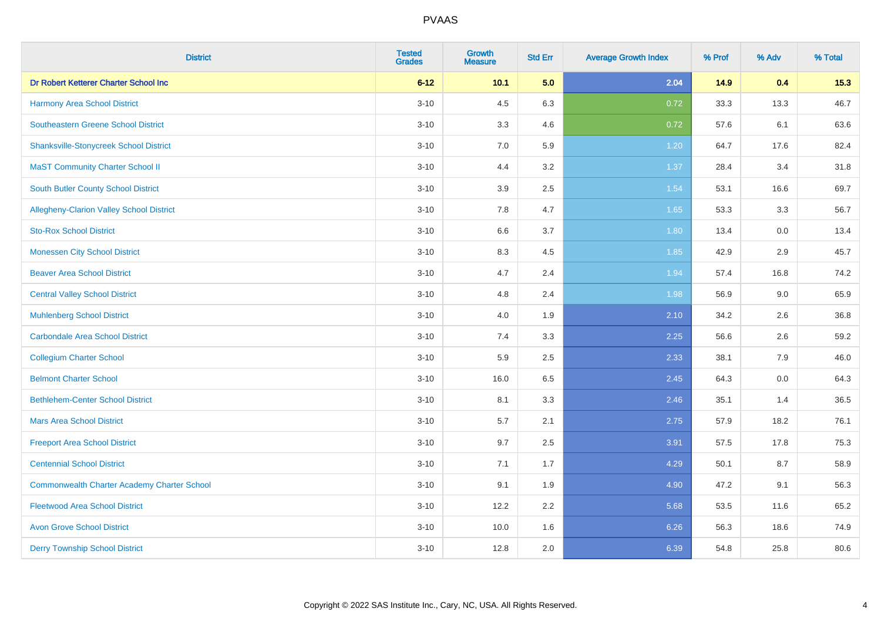# PVAAS

| District | Tested Grades | Growth Measure | Std Err | Average Growth Index | % Prof | % Adv | % Total |
|---|---|---|---|---|---|---|---|
| **Dr Robert Ketterer Charter School Inc** | **6-12** | **10.1** | **5.0** | **2.04** | **14.9** | **0.4** | **15.3** |
| Harmony Area School District | 3-10 | 4.5 | 6.3 | 0.72 | 33.3 | 13.3 | 46.7 |
| Southeastern Greene School District | 3-10 | 3.3 | 4.6 | 0.72 | 57.6 | 6.1 | 63.6 |
| Shanksville-Stonycreek School District | 3-10 | 7.0 | 5.9 | 1.20 | 64.7 | 17.6 | 82.4 |
| MaST Community Charter School II | 3-10 | 4.4 | 3.2 | 1.37 | 28.4 | 3.4 | 31.8 |
| South Butler County School District | 3-10 | 3.9 | 2.5 | 1.54 | 53.1 | 16.6 | 69.7 |
| Allegheny-Clarion Valley School District | 3-10 | 7.8 | 4.7 | 1.65 | 53.3 | 3.3 | 56.7 |
| Sto-Rox School District | 3-10 | 6.6 | 3.7 | 1.80 | 13.4 | 0.0 | 13.4 |
| Monessen City School District | 3-10 | 8.3 | 4.5 | 1.85 | 42.9 | 2.9 | 45.7 |
| Beaver Area School District | 3-10 | 4.7 | 2.4 | 1.94 | 57.4 | 16.8 | 74.2 |
| Central Valley School District | 3-10 | 4.8 | 2.4 | 1.98 | 56.9 | 9.0 | 65.9 |
| Muhlenberg School District | 3-10 | 4.0 | 1.9 | 2.10 | 34.2 | 2.6 | 36.8 |
| Carbondale Area School District | 3-10 | 7.4 | 3.3 | 2.25 | 56.6 | 2.6 | 59.2 |
| Collegium Charter School | 3-10 | 5.9 | 2.5 | 2.33 | 38.1 | 7.9 | 46.0 |
| Belmont Charter School | 3-10 | 16.0 | 6.5 | 2.45 | 64.3 | 0.0 | 64.3 |
| Bethlehem-Center School District | 3-10 | 8.1 | 3.3 | 2.46 | 35.1 | 1.4 | 36.5 |
| Mars Area School District | 3-10 | 5.7 | 2.1 | 2.75 | 57.9 | 18.2 | 76.1 |
| Freeport Area School District | 3-10 | 9.7 | 2.5 | 3.91 | 57.5 | 17.8 | 75.3 |
| Centennial School District | 3-10 | 7.1 | 1.7 | 4.29 | 50.1 | 8.7 | 58.9 |
| Commonwealth Charter Academy Charter School | 3-10 | 9.1 | 1.9 | 4.90 | 47.2 | 9.1 | 56.3 |
| Fleetwood Area School District | 3-10 | 12.2 | 2.2 | 5.68 | 53.5 | 11.6 | 65.2 |
| Avon Grove School District | 3-10 | 10.0 | 1.6 | 6.26 | 56.3 | 18.6 | 74.9 |
| Derry Township School District | 3-10 | 12.8 | 2.0 | 6.39 | 54.8 | 25.8 | 80.6 |

Copyright © 2022 SAS Institute Inc., Cary, NC, USA. All Rights Reserved.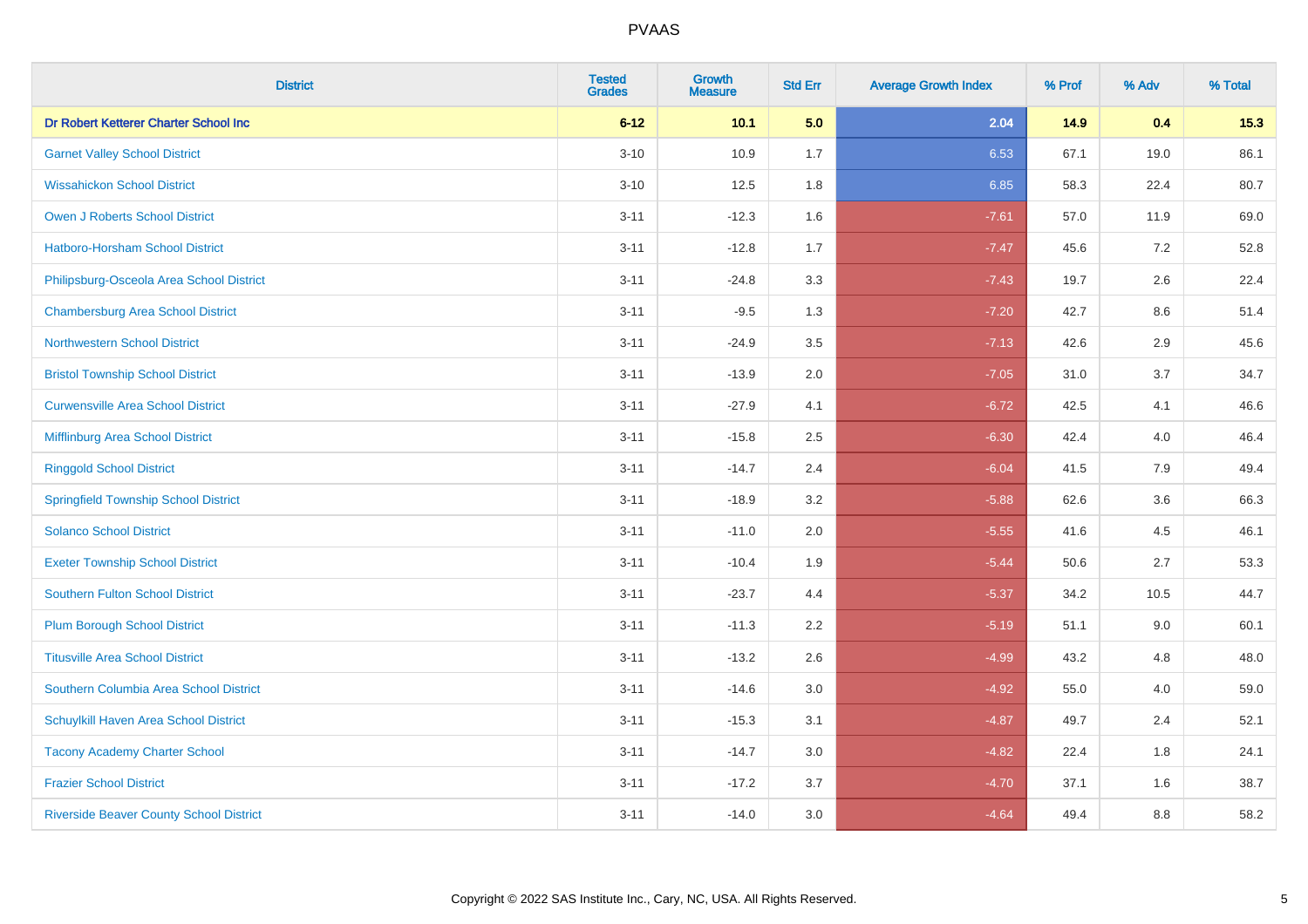# PVAAS

| District | Tested Grades | Growth Measure | Std Err | Average Growth Index | % Prof | % Adv | % Total |
|---|---|---|---|---|---|---|---|
| **Dr Robert Ketterer Charter School Inc** | **6-12** | **10.1** | **5.0** | **2.04** | **14.9** | **0.4** | **15.3** |
| Garnet Valley School District | 3-10 | 10.9 | 1.7 | 6.53 | 67.1 | 19.0 | 86.1 |
| Wissahickon School District | 3-10 | 12.5 | 1.8 | 6.85 | 58.3 | 22.4 | 80.7 |
| Owen J Roberts School District | 3-11 | -12.3 | 1.6 | -7.61 | 57.0 | 11.9 | 69.0 |
| Hatboro-Horsham School District | 3-11 | -12.8 | 1.7 | -7.47 | 45.6 | 7.2 | 52.8 |
| Philipsburg-Osceola Area School District | 3-11 | -24.8 | 3.3 | -7.43 | 19.7 | 2.6 | 22.4 |
| Chambersburg Area School District | 3-11 | -9.5 | 1.3 | -7.20 | 42.7 | 8.6 | 51.4 |
| Northwestern School District | 3-11 | -24.9 | 3.5 | -7.13 | 42.6 | 2.9 | 45.6 |
| Bristol Township School District | 3-11 | -13.9 | 2.0 | -7.05 | 31.0 | 3.7 | 34.7 |
| Curwensville Area School District | 3-11 | -27.9 | 4.1 | -6.72 | 42.5 | 4.1 | 46.6 |
| Mifflinburg Area School District | 3-11 | -15.8 | 2.5 | -6.30 | 42.4 | 4.0 | 46.4 |
| Ringgold School District | 3-11 | -14.7 | 2.4 | -6.04 | 41.5 | 7.9 | 49.4 |
| Springfield Township School District | 3-11 | -18.9 | 3.2 | -5.88 | 62.6 | 3.6 | 66.3 |
| Solanco School District | 3-11 | -11.0 | 2.0 | -5.55 | 41.6 | 4.5 | 46.1 |
| Exeter Township School District | 3-11 | -10.4 | 1.9 | -5.44 | 50.6 | 2.7 | 53.3 |
| Southern Fulton School District | 3-11 | -23.7 | 4.4 | -5.37 | 34.2 | 10.5 | 44.7 |
| Plum Borough School District | 3-11 | -11.3 | 2.2 | -5.19 | 51.1 | 9.0 | 60.1 |
| Titusville Area School District | 3-11 | -13.2 | 2.6 | -4.99 | 43.2 | 4.8 | 48.0 |
| Southern Columbia Area School District | 3-11 | -14.6 | 3.0 | -4.92 | 55.0 | 4.0 | 59.0 |
| Schuylkill Haven Area School District | 3-11 | -15.3 | 3.1 | -4.87 | 49.7 | 2.4 | 52.1 |
| Tacony Academy Charter School | 3-11 | -14.7 | 3.0 | -4.82 | 22.4 | 1.8 | 24.1 |
| Frazier School District | 3-11 | -17.2 | 3.7 | -4.70 | 37.1 | 1.6 | 38.7 |
| Riverside Beaver County School District | 3-11 | -14.0 | 3.0 | -4.64 | 49.4 | 8.8 | 58.2 |

Copyright © 2022 SAS Institute Inc., Cary, NC, USA. All Rights Reserved.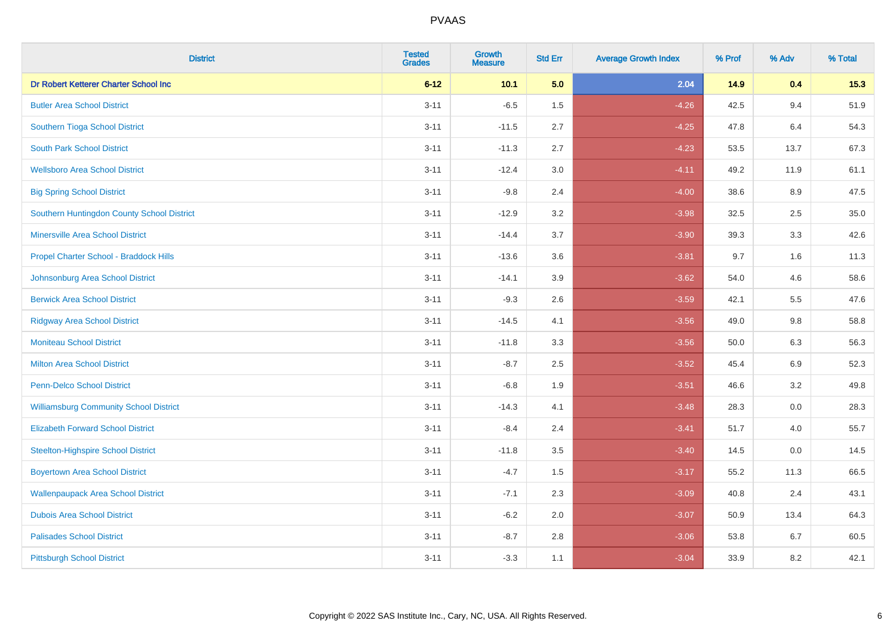| District | Tested Grades | Growth Measure | Std Err | Average Growth Index | % Prof | % Adv | % Total |
|---|---|---|---|---|---|---|---|
| **Dr Robert Ketterer Charter School Inc** | **6-12** | **10.1** | **5.0** | **2.04** | **14.9** | **0.4** | **15.3** |
| Butler Area School District | 3-11 | -6.5 | 1.5 | -4.26 | 42.5 | 9.4 | 51.9 |
| Southern Tioga School District | 3-11 | -11.5 | 2.7 | -4.25 | 47.8 | 6.4 | 54.3 |
| South Park School District | 3-11 | -11.3 | 2.7 | -4.23 | 53.5 | 13.7 | 67.3 |
| Wellsboro Area School District | 3-11 | -12.4 | 3.0 | -4.11 | 49.2 | 11.9 | 61.1 |
| Big Spring School District | 3-11 | -9.8 | 2.4 | -4.00 | 38.6 | 8.9 | 47.5 |
| Southern Huntingdon County School District | 3-11 | -12.9 | 3.2 | -3.98 | 32.5 | 2.5 | 35.0 |
| Minersville Area School District | 3-11 | -14.4 | 3.7 | -3.90 | 39.3 | 3.3 | 42.6 |
| Propel Charter School - Braddock Hills | 3-11 | -13.6 | 3.6 | -3.81 | 9.7 | 1.6 | 11.3 |
| Johnsonburg Area School District | 3-11 | -14.1 | 3.9 | -3.62 | 54.0 | 4.6 | 58.6 |
| Berwick Area School District | 3-11 | -9.3 | 2.6 | -3.59 | 42.1 | 5.5 | 47.6 |
| Ridgway Area School District | 3-11 | -14.5 | 4.1 | -3.56 | 49.0 | 9.8 | 58.8 |
| Moniteau School District | 3-11 | -11.8 | 3.3 | -3.56 | 50.0 | 6.3 | 56.3 |
| Milton Area School District | 3-11 | -8.7 | 2.5 | -3.52 | 45.4 | 6.9 | 52.3 |
| Penn-Delco School District | 3-11 | -6.8 | 1.9 | -3.51 | 46.6 | 3.2 | 49.8 |
| Williamsburg Community School District | 3-11 | -14.3 | 4.1 | -3.48 | 28.3 | 0.0 | 28.3 |
| Elizabeth Forward School District | 3-11 | -8.4 | 2.4 | -3.41 | 51.7 | 4.0 | 55.7 |
| Steelton-Highspire School District | 3-11 | -11.8 | 3.5 | -3.40 | 14.5 | 0.0 | 14.5 |
| Boyertown Area School District | 3-11 | -4.7 | 1.5 | -3.17 | 55.2 | 11.3 | 66.5 |
| Wallenpaupack Area School District | 3-11 | -7.1 | 2.3 | -3.09 | 40.8 | 2.4 | 43.1 |
| Dubois Area School District | 3-11 | -6.2 | 2.0 | -3.07 | 50.9 | 13.4 | 64.3 |
| Palisades School District | 3-11 | -8.7 | 2.8 | -3.06 | 53.8 | 6.7 | 60.5 |
| Pittsburgh School District | 3-11 | -3.3 | 1.1 | -3.04 | 33.9 | 8.2 | 42.1 |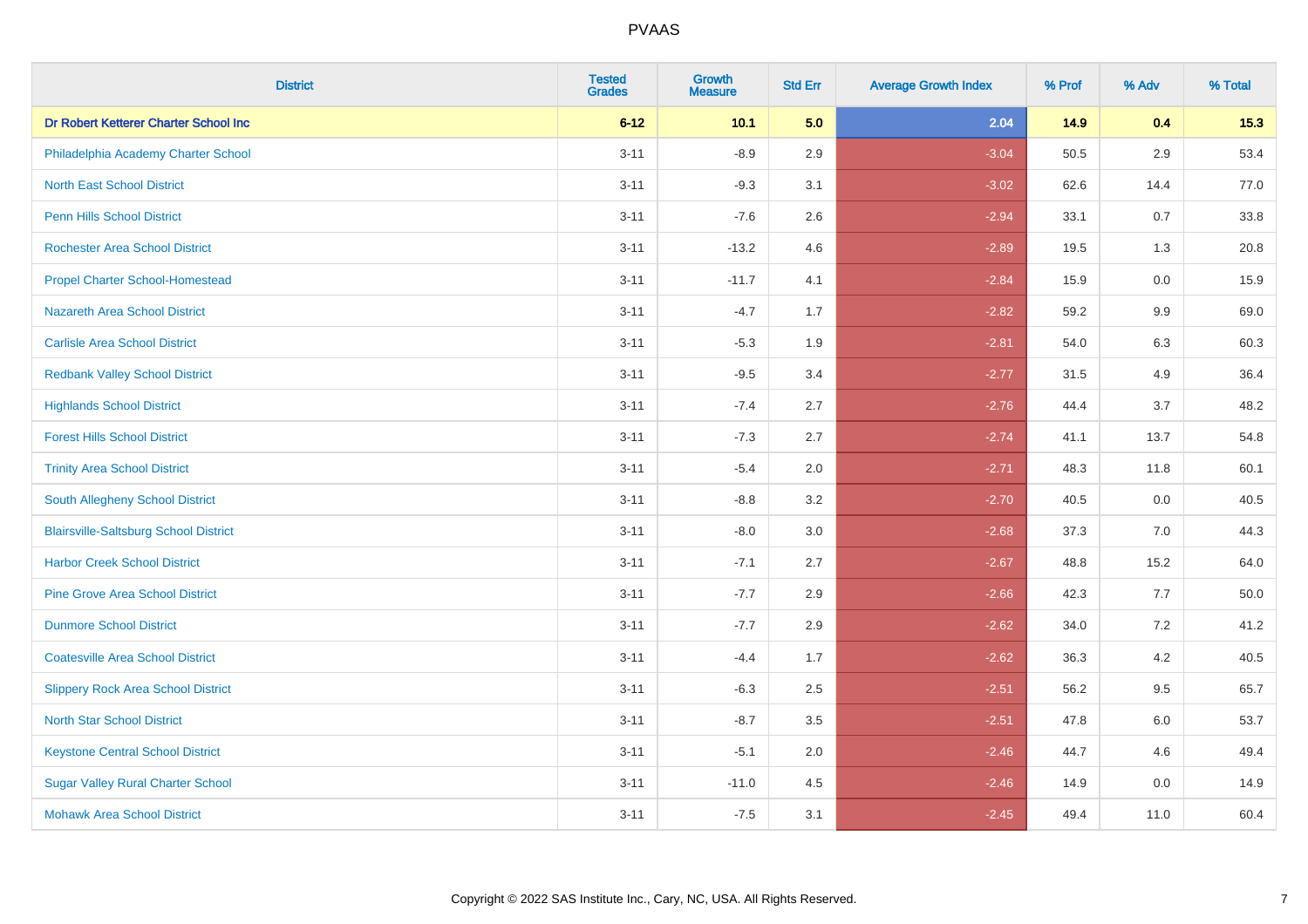| District | Tested Grades | Growth Measure | Std Err | Average Growth Index | % Prof | % Adv | % Total |
|---|---|---|---|---|---|---|---|
| **Dr Robert Ketterer Charter School Inc** | **6-12** | **10.1** | **5.0** | **2.04** | **14.9** | **0.4** | **15.3** |
| Philadelphia Academy Charter School | 3-11 | -8.9 | 2.9 | -3.04 | 50.5 | 2.9 | 53.4 |
| North East School District | 3-11 | -9.3 | 3.1 | -3.02 | 62.6 | 14.4 | 77.0 |
| Penn Hills School District | 3-11 | -7.6 | 2.6 | -2.94 | 33.1 | 0.7 | 33.8 |
| Rochester Area School District | 3-11 | -13.2 | 4.6 | -2.89 | 19.5 | 1.3 | 20.8 |
| Propel Charter School-Homestead | 3-11 | -11.7 | 4.1 | -2.84 | 15.9 | 0.0 | 15.9 |
| Nazareth Area School District | 3-11 | -4.7 | 1.7 | -2.82 | 59.2 | 9.9 | 69.0 |
| Carlisle Area School District | 3-11 | -5.3 | 1.9 | -2.81 | 54.0 | 6.3 | 60.3 |
| Redbank Valley School District | 3-11 | -9.5 | 3.4 | -2.77 | 31.5 | 4.9 | 36.4 |
| Highlands School District | 3-11 | -7.4 | 2.7 | -2.76 | 44.4 | 3.7 | 48.2 |
| Forest Hills School District | 3-11 | -7.3 | 2.7 | -2.74 | 41.1 | 13.7 | 54.8 |
| Trinity Area School District | 3-11 | -5.4 | 2.0 | -2.71 | 48.3 | 11.8 | 60.1 |
| South Allegheny School District | 3-11 | -8.8 | 3.2 | -2.70 | 40.5 | 0.0 | 40.5 |
| Blairsville-Saltsburg School District | 3-11 | -8.0 | 3.0 | -2.68 | 37.3 | 7.0 | 44.3 |
| Harbor Creek School District | 3-11 | -7.1 | 2.7 | -2.67 | 48.8 | 15.2 | 64.0 |
| Pine Grove Area School District | 3-11 | -7.7 | 2.9 | -2.66 | 42.3 | 7.7 | 50.0 |
| Dunmore School District | 3-11 | -7.7 | 2.9 | -2.62 | 34.0 | 7.2 | 41.2 |
| Coatesville Area School District | 3-11 | -4.4 | 1.7 | -2.62 | 36.3 | 4.2 | 40.5 |
| Slippery Rock Area School District | 3-11 | -6.3 | 2.5 | -2.51 | 56.2 | 9.5 | 65.7 |
| North Star School District | 3-11 | -8.7 | 3.5 | -2.51 | 47.8 | 6.0 | 53.7 |
| Keystone Central School District | 3-11 | -5.1 | 2.0 | -2.46 | 44.7 | 4.6 | 49.4 |
| Sugar Valley Rural Charter School | 3-11 | -11.0 | 4.5 | -2.46 | 14.9 | 0.0 | 14.9 |
| Mohawk Area School District | 3-11 | -7.5 | 3.1 | -2.45 | 49.4 | 11.0 | 60.4 |

Copyright © 2022 SAS Institute Inc., Cary, NC, USA. All Rights Reserved.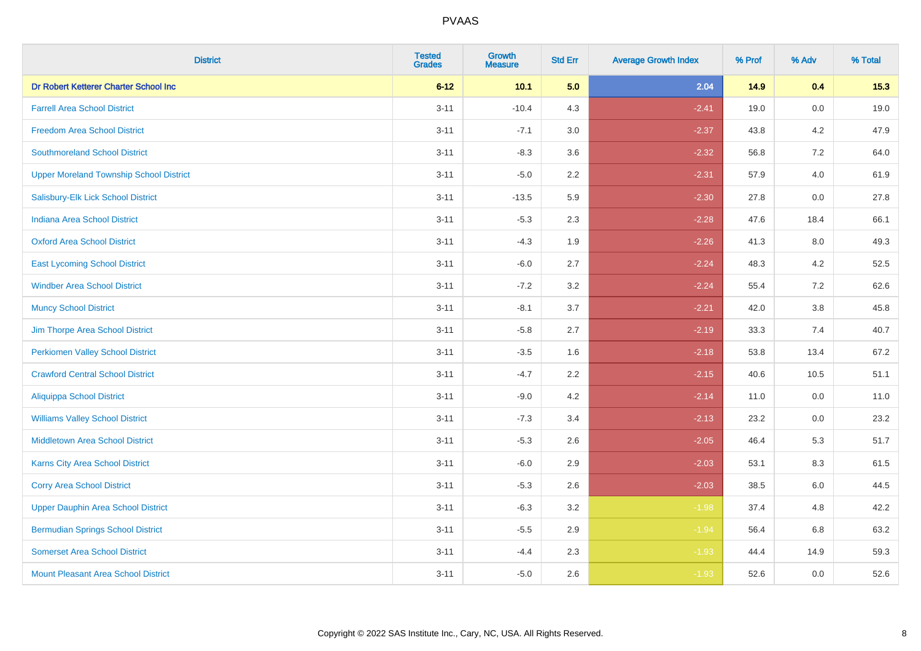# PVAAS

| District | Tested Grades | Growth Measure | Std Err | Average Growth Index | % Prof | % Adv | % Total |
|---|---|---|---|---|---|---|---|
| **Dr Robert Ketterer Charter School Inc** | **6-12** | **10.1** | **5.0** | **2.04** | **14.9** | **0.4** | **15.3** |
| Farrell Area School District | 3-11 | -10.4 | 4.3 | -2.41 | 19.0 | 0.0 | 19.0 |
| Freedom Area School District | 3-11 | -7.1 | 3.0 | -2.37 | 43.8 | 4.2 | 47.9 |
| Southmoreland School District | 3-11 | -8.3 | 3.6 | -2.32 | 56.8 | 7.2 | 64.0 |
| Upper Moreland Township School District | 3-11 | -5.0 | 2.2 | -2.31 | 57.9 | 4.0 | 61.9 |
| Salisbury-Elk Lick School District | 3-11 | -13.5 | 5.9 | -2.30 | 27.8 | 0.0 | 27.8 |
| Indiana Area School District | 3-11 | -5.3 | 2.3 | -2.28 | 47.6 | 18.4 | 66.1 |
| Oxford Area School District | 3-11 | -4.3 | 1.9 | -2.26 | 41.3 | 8.0 | 49.3 |
| East Lycoming School District | 3-11 | -6.0 | 2.7 | -2.24 | 48.3 | 4.2 | 52.5 |
| Windber Area School District | 3-11 | -7.2 | 3.2 | -2.24 | 55.4 | 7.2 | 62.6 |
| Muncy School District | 3-11 | -8.1 | 3.7 | -2.21 | 42.0 | 3.8 | 45.8 |
| Jim Thorpe Area School District | 3-11 | -5.8 | 2.7 | -2.19 | 33.3 | 7.4 | 40.7 |
| Perkiomen Valley School District | 3-11 | -3.5 | 1.6 | -2.18 | 53.8 | 13.4 | 67.2 |
| Crawford Central School District | 3-11 | -4.7 | 2.2 | -2.15 | 40.6 | 10.5 | 51.1 |
| Aliquippa School District | 3-11 | -9.0 | 4.2 | -2.14 | 11.0 | 0.0 | 11.0 |
| Williams Valley School District | 3-11 | -7.3 | 3.4 | -2.13 | 23.2 | 0.0 | 23.2 |
| Middletown Area School District | 3-11 | -5.3 | 2.6 | -2.05 | 46.4 | 5.3 | 51.7 |
| Karns City Area School District | 3-11 | -6.0 | 2.9 | -2.03 | 53.1 | 8.3 | 61.5 |
| Corry Area School District | 3-11 | -5.3 | 2.6 | -2.03 | 38.5 | 6.0 | 44.5 |
| Upper Dauphin Area School District | 3-11 | -6.3 | 3.2 | -1.98 | 37.4 | 4.8 | 42.2 |
| Bermudian Springs School District | 3-11 | -5.5 | 2.9 | -1.94 | 56.4 | 6.8 | 63.2 |
| Somerset Area School District | 3-11 | -4.4 | 2.3 | -1.93 | 44.4 | 14.9 | 59.3 |
| Mount Pleasant Area School District | 3-11 | -5.0 | 2.6 | -1.93 | 52.6 | 0.0 | 52.6 |

Copyright © 2022 SAS Institute Inc., Cary, NC, USA. All Rights Reserved.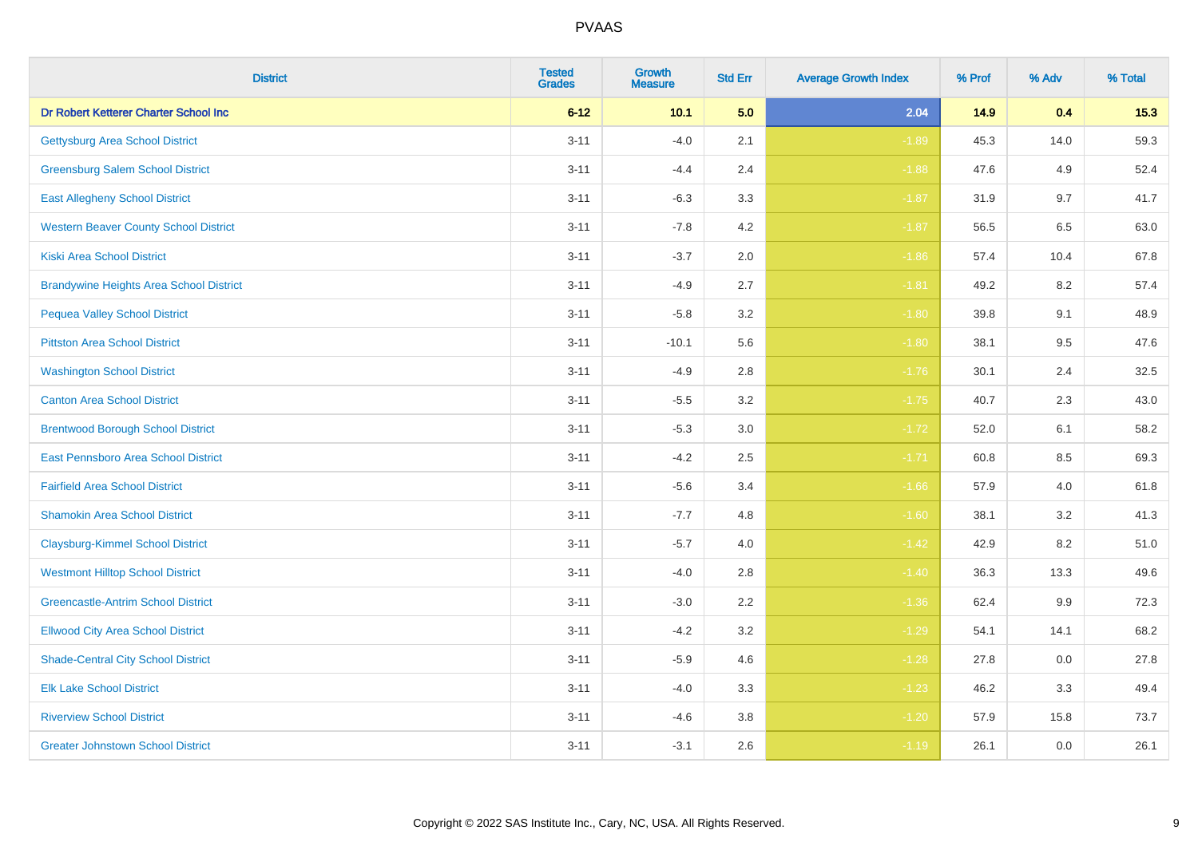# PVAAS

| District | Tested Grades | Growth Measure | Std Err | Average Growth Index | % Prof | % Adv | % Total |
|---|---|---|---|---|---|---|---|
| **Dr Robert Ketterer Charter School Inc** | **6-12** | **10.1** | **5.0** | **2.04** | **14.9** | **0.4** | **15.3** |
| Gettysburg Area School District | 3-11 | -4.0 | 2.1 | -1.89 | 45.3 | 14.0 | 59.3 |
| Greensburg Salem School District | 3-11 | -4.4 | 2.4 | -1.88 | 47.6 | 4.9 | 52.4 |
| East Allegheny School District | 3-11 | -6.3 | 3.3 | -1.87 | 31.9 | 9.7 | 41.7 |
| Western Beaver County School District | 3-11 | -7.8 | 4.2 | -1.87 | 56.5 | 6.5 | 63.0 |
| Kiski Area School District | 3-11 | -3.7 | 2.0 | -1.86 | 57.4 | 10.4 | 67.8 |
| Brandywine Heights Area School District | 3-11 | -4.9 | 2.7 | -1.81 | 49.2 | 8.2 | 57.4 |
| Pequea Valley School District | 3-11 | -5.8 | 3.2 | -1.80 | 39.8 | 9.1 | 48.9 |
| Pittston Area School District | 3-11 | -10.1 | 5.6 | -1.80 | 38.1 | 9.5 | 47.6 |
| Washington School District | 3-11 | -4.9 | 2.8 | -1.76 | 30.1 | 2.4 | 32.5 |
| Canton Area School District | 3-11 | -5.5 | 3.2 | -1.75 | 40.7 | 2.3 | 43.0 |
| Brentwood Borough School District | 3-11 | -5.3 | 3.0 | -1.72 | 52.0 | 6.1 | 58.2 |
| East Pennsboro Area School District | 3-11 | -4.2 | 2.5 | -1.71 | 60.8 | 8.5 | 69.3 |
| Fairfield Area School District | 3-11 | -5.6 | 3.4 | -1.66 | 57.9 | 4.0 | 61.8 |
| Shamokin Area School District | 3-11 | -7.7 | 4.8 | -1.60 | 38.1 | 3.2 | 41.3 |
| Claysburg-Kimmel School District | 3-11 | -5.7 | 4.0 | -1.42 | 42.9 | 8.2 | 51.0 |
| Westmont Hilltop School District | 3-11 | -4.0 | 2.8 | -1.40 | 36.3 | 13.3 | 49.6 |
| Greencastle-Antrim School District | 3-11 | -3.0 | 2.2 | -1.36 | 62.4 | 9.9 | 72.3 |
| Ellwood City Area School District | 3-11 | -4.2 | 3.2 | -1.29 | 54.1 | 14.1 | 68.2 |
| Shade-Central City School District | 3-11 | -5.9 | 4.6 | -1.28 | 27.8 | 0.0 | 27.8 |
| Elk Lake School District | 3-11 | -4.0 | 3.3 | -1.23 | 46.2 | 3.3 | 49.4 |
| Riverview School District | 3-11 | -4.6 | 3.8 | -1.20 | 57.9 | 15.8 | 73.7 |
| Greater Johnstown School District | 3-11 | -3.1 | 2.6 | -1.19 | 26.1 | 0.0 | 26.1 |

Copyright © 2022 SAS Institute Inc., Cary, NC, USA. All Rights Reserved.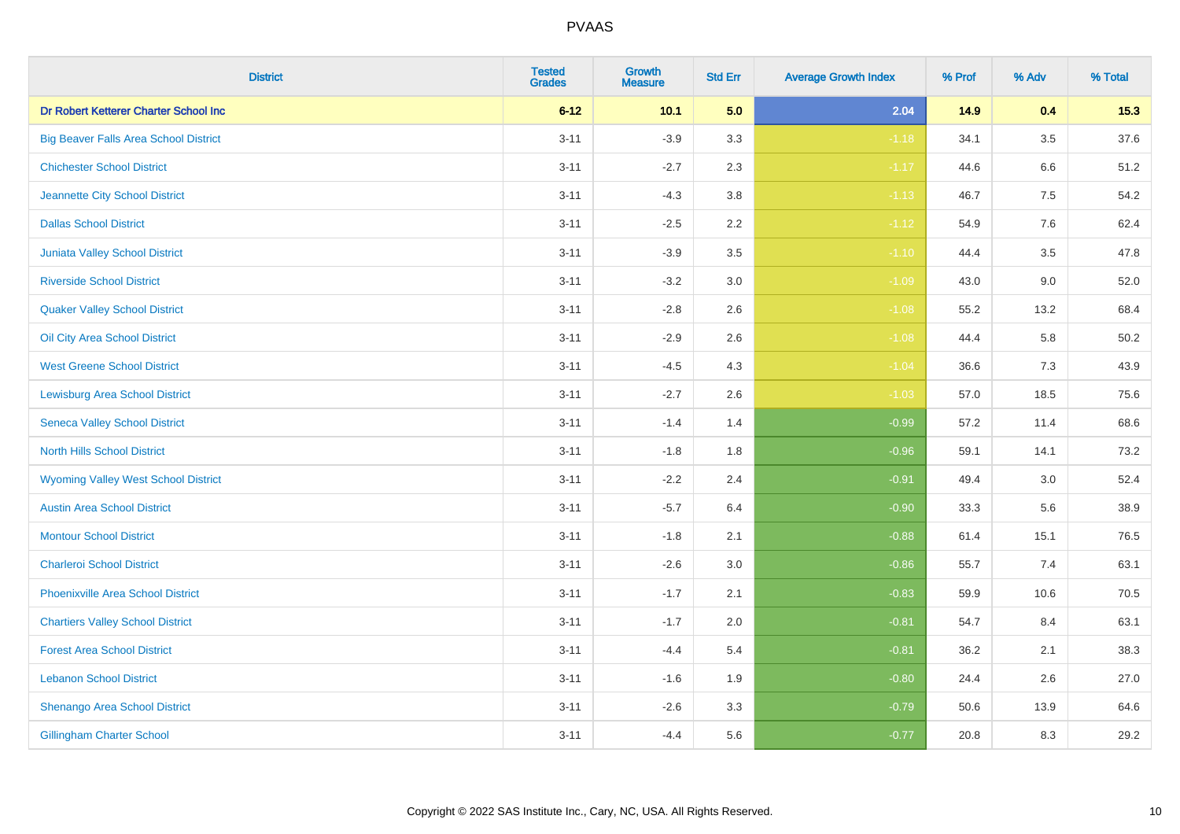| District | Tested Grades | Growth Measure | Std Err | Average Growth Index | % Prof | % Adv | % Total |
|---|---|---|---|---|---|---|---|
| **Dr Robert Ketterer Charter School Inc** | **6-12** | **10.1** | **5.0** | **2.04** | **14.9** | **0.4** | **15.3** |
| Big Beaver Falls Area School District | 3-11 | -3.9 | 3.3 | -1.18 | 34.1 | 3.5 | 37.6 |
| Chichester School District | 3-11 | -2.7 | 2.3 | -1.17 | 44.6 | 6.6 | 51.2 |
| Jeannette City School District | 3-11 | -4.3 | 3.8 | -1.13 | 46.7 | 7.5 | 54.2 |
| Dallas School District | 3-11 | -2.5 | 2.2 | -1.12 | 54.9 | 7.6 | 62.4 |
| Juniata Valley School District | 3-11 | -3.9 | 3.5 | -1.10 | 44.4 | 3.5 | 47.8 |
| Riverside School District | 3-11 | -3.2 | 3.0 | -1.09 | 43.0 | 9.0 | 52.0 |
| Quaker Valley School District | 3-11 | -2.8 | 2.6 | -1.08 | 55.2 | 13.2 | 68.4 |
| Oil City Area School District | 3-11 | -2.9 | 2.6 | -1.08 | 44.4 | 5.8 | 50.2 |
| West Greene School District | 3-11 | -4.5 | 4.3 | -1.04 | 36.6 | 7.3 | 43.9 |
| Lewisburg Area School District | 3-11 | -2.7 | 2.6 | -1.03 | 57.0 | 18.5 | 75.6 |
| Seneca Valley School District | 3-11 | -1.4 | 1.4 | -0.99 | 57.2 | 11.4 | 68.6 |
| North Hills School District | 3-11 | -1.8 | 1.8 | -0.96 | 59.1 | 14.1 | 73.2 |
| Wyoming Valley West School District | 3-11 | -2.2 | 2.4 | -0.91 | 49.4 | 3.0 | 52.4 |
| Austin Area School District | 3-11 | -5.7 | 6.4 | -0.90 | 33.3 | 5.6 | 38.9 |
| Montour School District | 3-11 | -1.8 | 2.1 | -0.88 | 61.4 | 15.1 | 76.5 |
| Charleroi School District | 3-11 | -2.6 | 3.0 | -0.86 | 55.7 | 7.4 | 63.1 |
| Phoenixville Area School District | 3-11 | -1.7 | 2.1 | -0.83 | 59.9 | 10.6 | 70.5 |
| Chartiers Valley School District | 3-11 | -1.7 | 2.0 | -0.81 | 54.7 | 8.4 | 63.1 |
| Forest Area School District | 3-11 | -4.4 | 5.4 | -0.81 | 36.2 | 2.1 | 38.3 |
| Lebanon School District | 3-11 | -1.6 | 1.9 | -0.80 | 24.4 | 2.6 | 27.0 |
| Shenango Area School District | 3-11 | -2.6 | 3.3 | -0.79 | 50.6 | 13.9 | 64.6 |
| Gillingham Charter School | 3-11 | -4.4 | 5.6 | -0.77 | 20.8 | 8.3 | 29.2 |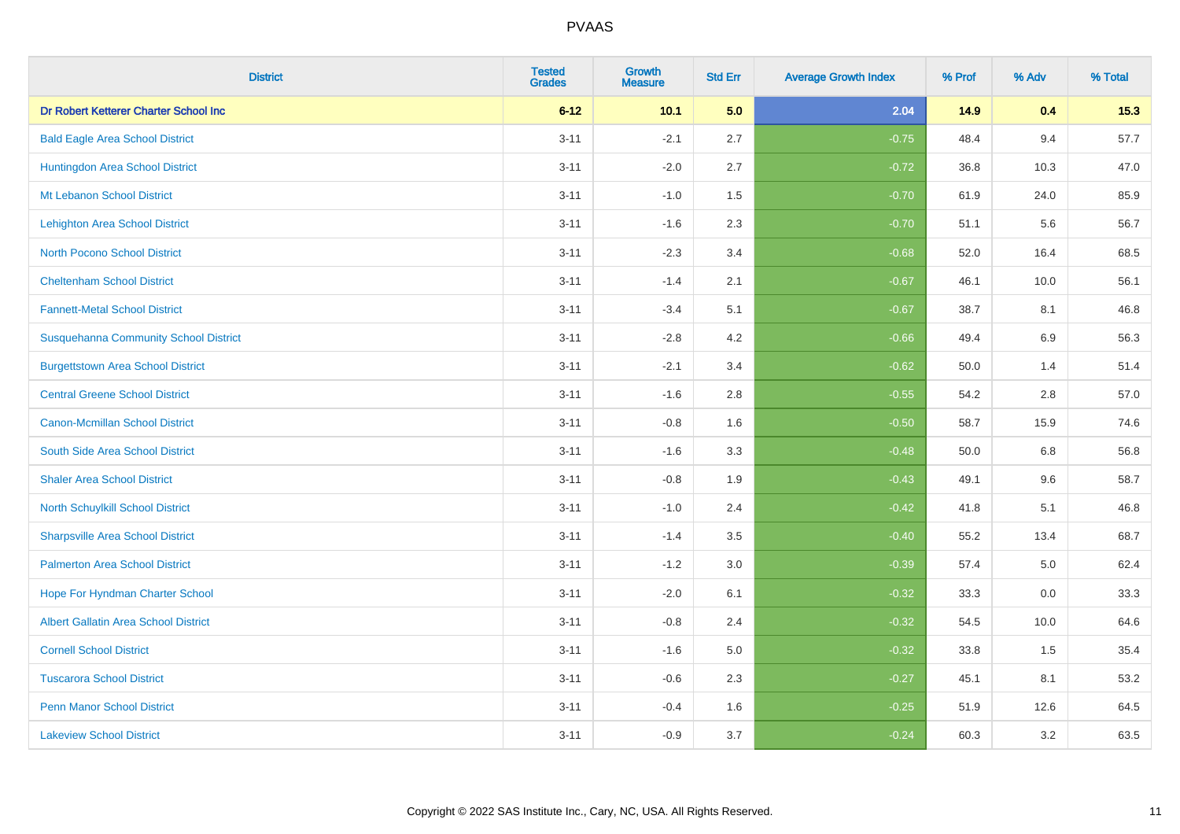# PVAAS

| District | Tested Grades | Growth Measure | Std Err | Average Growth Index | % Prof | % Adv | % Total |
|---|---|---|---|---|---|---|---|
| **Dr Robert Ketterer Charter School Inc** | **6-12** | **10.1** | **5.0** | **2.04** | **14.9** | **0.4** | **15.3** |
| Bald Eagle Area School District | 3-11 | -2.1 | 2.7 | -0.75 | 48.4 | 9.4 | 57.7 |
| Huntingdon Area School District | 3-11 | -2.0 | 2.7 | -0.72 | 36.8 | 10.3 | 47.0 |
| Mt Lebanon School District | 3-11 | -1.0 | 1.5 | -0.70 | 61.9 | 24.0 | 85.9 |
| Lehighton Area School District | 3-11 | -1.6 | 2.3 | -0.70 | 51.1 | 5.6 | 56.7 |
| North Pocono School District | 3-11 | -2.3 | 3.4 | -0.68 | 52.0 | 16.4 | 68.5 |
| Cheltenham School District | 3-11 | -1.4 | 2.1 | -0.67 | 46.1 | 10.0 | 56.1 |
| Fannett-Metal School District | 3-11 | -3.4 | 5.1 | -0.67 | 38.7 | 8.1 | 46.8 |
| Susquehanna Community School District | 3-11 | -2.8 | 4.2 | -0.66 | 49.4 | 6.9 | 56.3 |
| Burgettstown Area School District | 3-11 | -2.1 | 3.4 | -0.62 | 50.0 | 1.4 | 51.4 |
| Central Greene School District | 3-11 | -1.6 | 2.8 | -0.55 | 54.2 | 2.8 | 57.0 |
| Canon-Mcmillan School District | 3-11 | -0.8 | 1.6 | -0.50 | 58.7 | 15.9 | 74.6 |
| South Side Area School District | 3-11 | -1.6 | 3.3 | -0.48 | 50.0 | 6.8 | 56.8 |
| Shaler Area School District | 3-11 | -0.8 | 1.9 | -0.43 | 49.1 | 9.6 | 58.7 |
| North Schuylkill School District | 3-11 | -1.0 | 2.4 | -0.42 | 41.8 | 5.1 | 46.8 |
| Sharpsville Area School District | 3-11 | -1.4 | 3.5 | -0.40 | 55.2 | 13.4 | 68.7 |
| Palmerton Area School District | 3-11 | -1.2 | 3.0 | -0.39 | 57.4 | 5.0 | 62.4 |
| Hope For Hyndman Charter School | 3-11 | -2.0 | 6.1 | -0.32 | 33.3 | 0.0 | 33.3 |
| Albert Gallatin Area School District | 3-11 | -0.8 | 2.4 | -0.32 | 54.5 | 10.0 | 64.6 |
| Cornell School District | 3-11 | -1.6 | 5.0 | -0.32 | 33.8 | 1.5 | 35.4 |
| Tuscarora School District | 3-11 | -0.6 | 2.3 | -0.27 | 45.1 | 8.1 | 53.2 |
| Penn Manor School District | 3-11 | -0.4 | 1.6 | -0.25 | 51.9 | 12.6 | 64.5 |
| Lakeview School District | 3-11 | -0.9 | 3.7 | -0.24 | 60.3 | 3.2 | 63.5 |

Copyright © 2022 SAS Institute Inc., Cary, NC, USA. All Rights Reserved.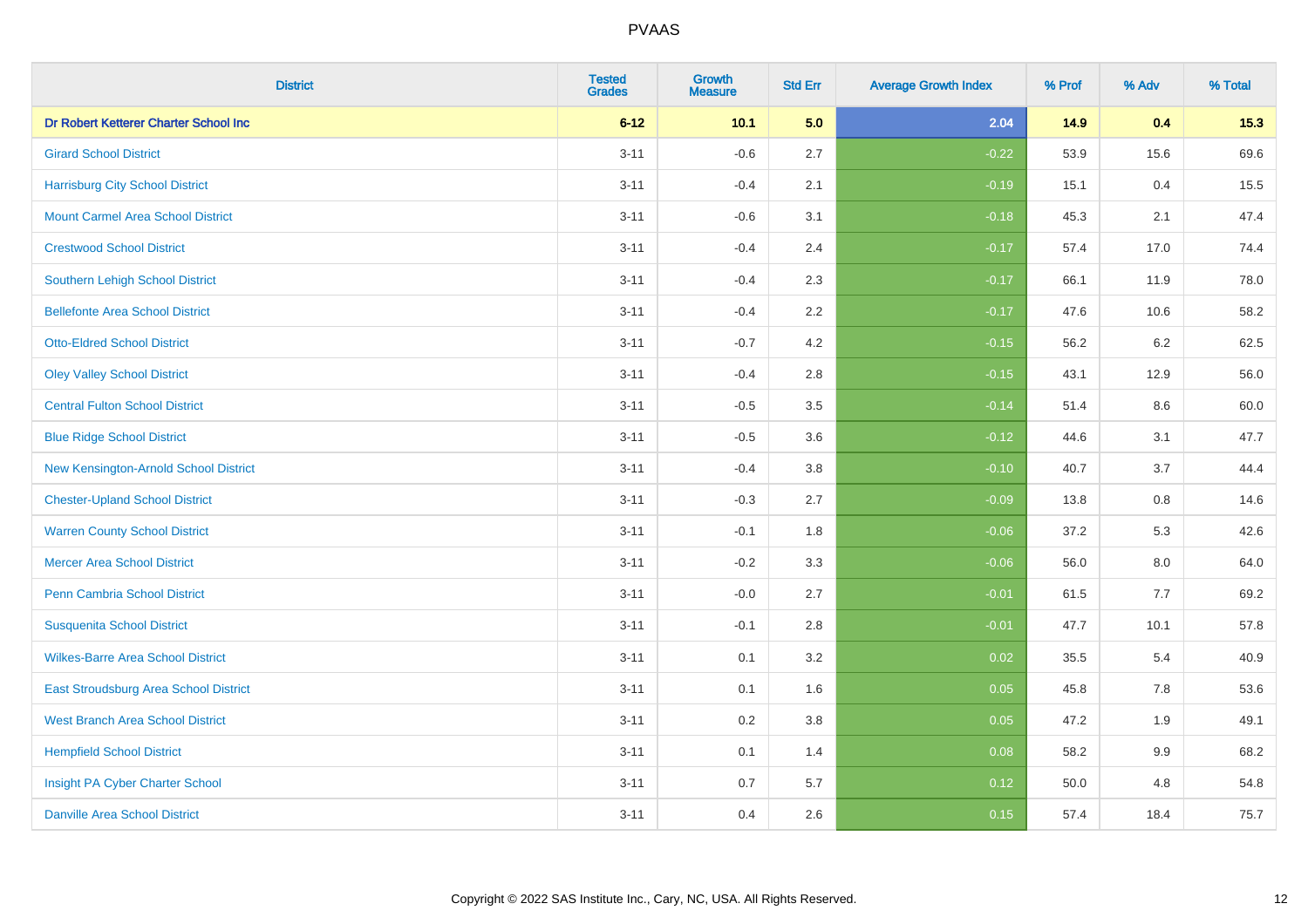| District | Tested Grades | Growth Measure | Std Err | Average Growth Index | % Prof | % Adv | % Total |
|---|---|---|---|---|---|---|---|
| **Dr Robert Ketterer Charter School Inc** | **6-12** | **10.1** | **5.0** | **2.04** | **14.9** | **0.4** | **15.3** |
| Girard School District | 3-11 | -0.6 | 2.7 | -0.22 | 53.9 | 15.6 | 69.6 |
| Harrisburg City School District | 3-11 | -0.4 | 2.1 | -0.19 | 15.1 | 0.4 | 15.5 |
| Mount Carmel Area School District | 3-11 | -0.6 | 3.1 | -0.18 | 45.3 | 2.1 | 47.4 |
| Crestwood School District | 3-11 | -0.4 | 2.4 | -0.17 | 57.4 | 17.0 | 74.4 |
| Southern Lehigh School District | 3-11 | -0.4 | 2.3 | -0.17 | 66.1 | 11.9 | 78.0 |
| Bellefonte Area School District | 3-11 | -0.4 | 2.2 | -0.17 | 47.6 | 10.6 | 58.2 |
| Otto-Eldred School District | 3-11 | -0.7 | 4.2 | -0.15 | 56.2 | 6.2 | 62.5 |
| Oley Valley School District | 3-11 | -0.4 | 2.8 | -0.15 | 43.1 | 12.9 | 56.0 |
| Central Fulton School District | 3-11 | -0.5 | 3.5 | -0.14 | 51.4 | 8.6 | 60.0 |
| Blue Ridge School District | 3-11 | -0.5 | 3.6 | -0.12 | 44.6 | 3.1 | 47.7 |
| New Kensington-Arnold School District | 3-11 | -0.4 | 3.8 | -0.10 | 40.7 | 3.7 | 44.4 |
| Chester-Upland School District | 3-11 | -0.3 | 2.7 | -0.09 | 13.8 | 0.8 | 14.6 |
| Warren County School District | 3-11 | -0.1 | 1.8 | -0.06 | 37.2 | 5.3 | 42.6 |
| Mercer Area School District | 3-11 | -0.2 | 3.3 | -0.06 | 56.0 | 8.0 | 64.0 |
| Penn Cambria School District | 3-11 | -0.0 | 2.7 | -0.01 | 61.5 | 7.7 | 69.2 |
| Susquenita School District | 3-11 | -0.1 | 2.8 | -0.01 | 47.7 | 10.1 | 57.8 |
| Wilkes-Barre Area School District | 3-11 | 0.1 | 3.2 | 0.02 | 35.5 | 5.4 | 40.9 |
| East Stroudsburg Area School District | 3-11 | 0.1 | 1.6 | 0.05 | 45.8 | 7.8 | 53.6 |
| West Branch Area School District | 3-11 | 0.2 | 3.8 | 0.05 | 47.2 | 1.9 | 49.1 |
| Hempfield School District | 3-11 | 0.1 | 1.4 | 0.08 | 58.2 | 9.9 | 68.2 |
| Insight PA Cyber Charter School | 3-11 | 0.7 | 5.7 | 0.12 | 50.0 | 4.8 | 54.8 |
| Danville Area School District | 3-11 | 0.4 | 2.6 | 0.15 | 57.4 | 18.4 | 75.7 |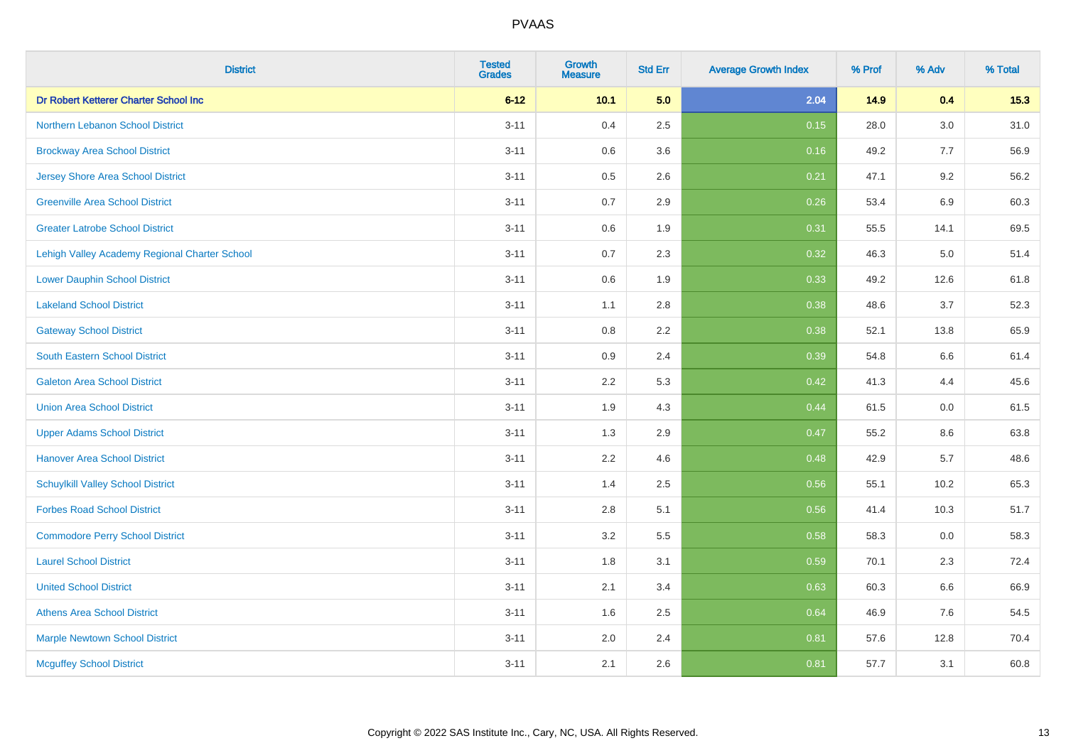# PVAAS

| District | Tested Grades | Growth Measure | Std Err | Average Growth Index | % Prof | % Adv | % Total |
|---|---|---|---|---|---|---|---|
| **Dr Robert Ketterer Charter School Inc** | **6-12** | **10.1** | **5.0** | **2.04** | **14.9** | **0.4** | **15.3** |
| Northern Lebanon School District | 3-11 | 0.4 | 2.5 | 0.15 | 28.0 | 3.0 | 31.0 |
| Brockway Area School District | 3-11 | 0.6 | 3.6 | 0.16 | 49.2 | 7.7 | 56.9 |
| Jersey Shore Area School District | 3-11 | 0.5 | 2.6 | 0.21 | 47.1 | 9.2 | 56.2 |
| Greenville Area School District | 3-11 | 0.7 | 2.9 | 0.26 | 53.4 | 6.9 | 60.3 |
| Greater Latrobe School District | 3-11 | 0.6 | 1.9 | 0.31 | 55.5 | 14.1 | 69.5 |
| Lehigh Valley Academy Regional Charter School | 3-11 | 0.7 | 2.3 | 0.32 | 46.3 | 5.0 | 51.4 |
| Lower Dauphin School District | 3-11 | 0.6 | 1.9 | 0.33 | 49.2 | 12.6 | 61.8 |
| Lakeland School District | 3-11 | 1.1 | 2.8 | 0.38 | 48.6 | 3.7 | 52.3 |
| Gateway School District | 3-11 | 0.8 | 2.2 | 0.38 | 52.1 | 13.8 | 65.9 |
| South Eastern School District | 3-11 | 0.9 | 2.4 | 0.39 | 54.8 | 6.6 | 61.4 |
| Galeton Area School District | 3-11 | 2.2 | 5.3 | 0.42 | 41.3 | 4.4 | 45.6 |
| Union Area School District | 3-11 | 1.9 | 4.3 | 0.44 | 61.5 | 0.0 | 61.5 |
| Upper Adams School District | 3-11 | 1.3 | 2.9 | 0.47 | 55.2 | 8.6 | 63.8 |
| Hanover Area School District | 3-11 | 2.2 | 4.6 | 0.48 | 42.9 | 5.7 | 48.6 |
| Schuylkill Valley School District | 3-11 | 1.4 | 2.5 | 0.56 | 55.1 | 10.2 | 65.3 |
| Forbes Road School District | 3-11 | 2.8 | 5.1 | 0.56 | 41.4 | 10.3 | 51.7 |
| Commodore Perry School District | 3-11 | 3.2 | 5.5 | 0.58 | 58.3 | 0.0 | 58.3 |
| Laurel School District | 3-11 | 1.8 | 3.1 | 0.59 | 70.1 | 2.3 | 72.4 |
| United School District | 3-11 | 2.1 | 3.4 | 0.63 | 60.3 | 6.6 | 66.9 |
| Athens Area School District | 3-11 | 1.6 | 2.5 | 0.64 | 46.9 | 7.6 | 54.5 |
| Marple Newtown School District | 3-11 | 2.0 | 2.4 | 0.81 | 57.6 | 12.8 | 70.4 |
| Mcguffey School District | 3-11 | 2.1 | 2.6 | 0.81 | 57.7 | 3.1 | 60.8 |

Copyright © 2022 SAS Institute Inc., Cary, NC, USA. All Rights Reserved.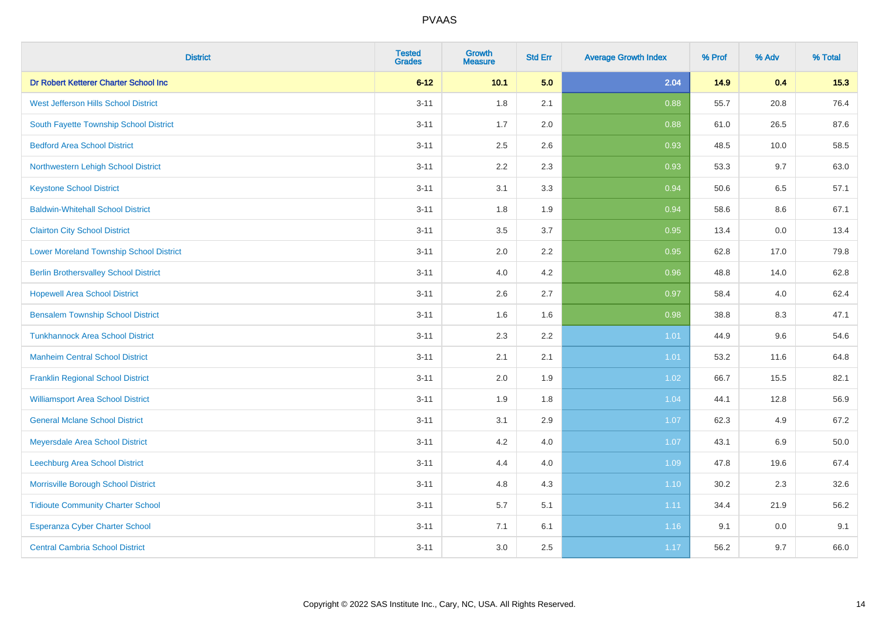# PVAAS

| District | Tested Grades | Growth Measure | Std Err | Average Growth Index | % Prof | % Adv | % Total |
|---|---|---|---|---|---|---|---|
| **Dr Robert Ketterer Charter School Inc** | **6-12** | **10.1** | **5.0** | **2.04** | **14.9** | **0.4** | **15.3** |
| West Jefferson Hills School District | 3-11 | 1.8 | 2.1 | 0.88 | 55.7 | 20.8 | 76.4 |
| South Fayette Township School District | 3-11 | 1.7 | 2.0 | 0.88 | 61.0 | 26.5 | 87.6 |
| Bedford Area School District | 3-11 | 2.5 | 2.6 | 0.93 | 48.5 | 10.0 | 58.5 |
| Northwestern Lehigh School District | 3-11 | 2.2 | 2.3 | 0.93 | 53.3 | 9.7 | 63.0 |
| Keystone School District | 3-11 | 3.1 | 3.3 | 0.94 | 50.6 | 6.5 | 57.1 |
| Baldwin-Whitehall School District | 3-11 | 1.8 | 1.9 | 0.94 | 58.6 | 8.6 | 67.1 |
| Clairton City School District | 3-11 | 3.5 | 3.7 | 0.95 | 13.4 | 0.0 | 13.4 |
| Lower Moreland Township School District | 3-11 | 2.0 | 2.2 | 0.95 | 62.8 | 17.0 | 79.8 |
| Berlin Brothersvalley School District | 3-11 | 4.0 | 4.2 | 0.96 | 48.8 | 14.0 | 62.8 |
| Hopewell Area School District | 3-11 | 2.6 | 2.7 | 0.97 | 58.4 | 4.0 | 62.4 |
| Bensalem Township School District | 3-11 | 1.6 | 1.6 | 0.98 | 38.8 | 8.3 | 47.1 |
| Tunkhannock Area School District | 3-11 | 2.3 | 2.2 | 1.01 | 44.9 | 9.6 | 54.6 |
| Manheim Central School District | 3-11 | 2.1 | 2.1 | 1.01 | 53.2 | 11.6 | 64.8 |
| Franklin Regional School District | 3-11 | 2.0 | 1.9 | 1.02 | 66.7 | 15.5 | 82.1 |
| Williamsport Area School District | 3-11 | 1.9 | 1.8 | 1.04 | 44.1 | 12.8 | 56.9 |
| General Mclane School District | 3-11 | 3.1 | 2.9 | 1.07 | 62.3 | 4.9 | 67.2 |
| Meyersdale Area School District | 3-11 | 4.2 | 4.0 | 1.07 | 43.1 | 6.9 | 50.0 |
| Leechburg Area School District | 3-11 | 4.4 | 4.0 | 1.09 | 47.8 | 19.6 | 67.4 |
| Morrisville Borough School District | 3-11 | 4.8 | 4.3 | 1.10 | 30.2 | 2.3 | 32.6 |
| Tidioute Community Charter School | 3-11 | 5.7 | 5.1 | 1.11 | 34.4 | 21.9 | 56.2 |
| Esperanza Cyber Charter School | 3-11 | 7.1 | 6.1 | 1.16 | 9.1 | 0.0 | 9.1 |
| Central Cambria School District | 3-11 | 3.0 | 2.5 | 1.17 | 56.2 | 9.7 | 66.0 |

Copyright © 2022 SAS Institute Inc., Cary, NC, USA. All Rights Reserved.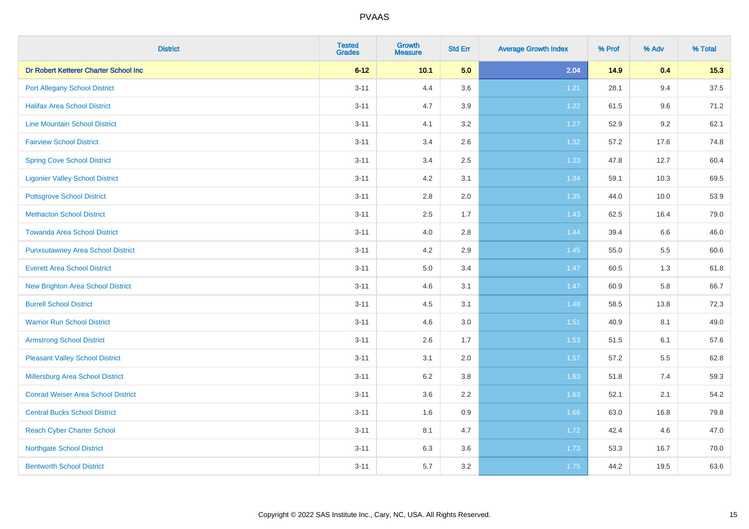PVAAS

| District | Tested Grades | Growth Measure | Std Err | Average Growth Index | % Prof | % Adv | % Total |
|---|---|---|---|---|---|---|---|
| **Dr Robert Ketterer Charter School Inc** | **6-12** | **10.1** | **5.0** | **2.04** | **14.9** | **0.4** | **15.3** |
| Port Allegany School District | 3-11 | 4.4 | 3.6 | 1.21 | 28.1 | 9.4 | 37.5 |
| Halifax Area School District | 3-11 | 4.7 | 3.9 | 1.22 | 61.5 | 9.6 | 71.2 |
| Line Mountain School District | 3-11 | 4.1 | 3.2 | 1.27 | 52.9 | 9.2 | 62.1 |
| Fairview School District | 3-11 | 3.4 | 2.6 | 1.32 | 57.2 | 17.6 | 74.8 |
| Spring Cove School District | 3-11 | 3.4 | 2.5 | 1.33 | 47.8 | 12.7 | 60.4 |
| Ligonier Valley School District | 3-11 | 4.2 | 3.1 | 1.34 | 59.1 | 10.3 | 69.5 |
| Pottsgrove School District | 3-11 | 2.8 | 2.0 | 1.35 | 44.0 | 10.0 | 53.9 |
| Methacton School District | 3-11 | 2.5 | 1.7 | 1.43 | 62.5 | 16.4 | 79.0 |
| Towanda Area School District | 3-11 | 4.0 | 2.8 | 1.44 | 39.4 | 6.6 | 46.0 |
| Punxsutawney Area School District | 3-11 | 4.2 | 2.9 | 1.45 | 55.0 | 5.5 | 60.6 |
| Everett Area School District | 3-11 | 5.0 | 3.4 | 1.47 | 60.5 | 1.3 | 61.8 |
| New Brighton Area School District | 3-11 | 4.6 | 3.1 | 1.47 | 60.9 | 5.8 | 66.7 |
| Burrell School District | 3-11 | 4.5 | 3.1 | 1.48 | 58.5 | 13.8 | 72.3 |
| Warrior Run School District | 3-11 | 4.6 | 3.0 | 1.51 | 40.9 | 8.1 | 49.0 |
| Armstrong School District | 3-11 | 2.6 | 1.7 | 1.53 | 51.5 | 6.1 | 57.6 |
| Pleasant Valley School District | 3-11 | 3.1 | 2.0 | 1.57 | 57.2 | 5.5 | 62.8 |
| Millersburg Area School District | 3-11 | 6.2 | 3.8 | 1.63 | 51.8 | 7.4 | 59.3 |
| Conrad Weiser Area School District | 3-11 | 3.6 | 2.2 | 1.63 | 52.1 | 2.1 | 54.2 |
| Central Bucks School District | 3-11 | 1.6 | 0.9 | 1.66 | 63.0 | 16.8 | 79.8 |
| Reach Cyber Charter School | 3-11 | 8.1 | 4.7 | 1.72 | 42.4 | 4.6 | 47.0 |
| Northgate School District | 3-11 | 6.3 | 3.6 | 1.73 | 53.3 | 16.7 | 70.0 |
| Bentworth School District | 3-11 | 5.7 | 3.2 | 1.75 | 44.2 | 19.5 | 63.6 |

Copyright © 2022 SAS Institute Inc., Cary, NC, USA. All Rights Reserved.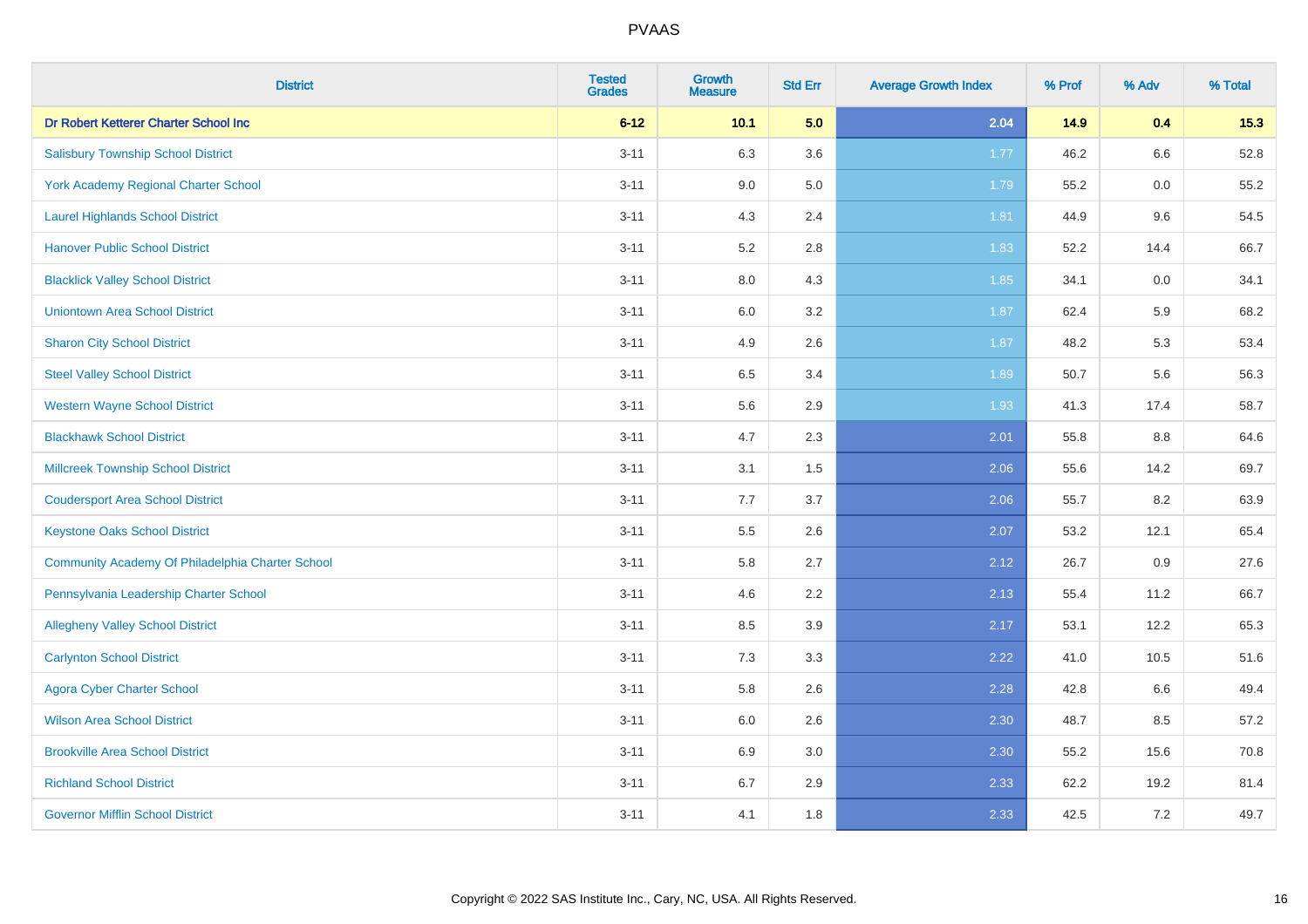# PVAAS

| District | Tested Grades | Growth Measure | Std Err | Average Growth Index | % Prof | % Adv | % Total |
|---|---|---|---|---|---|---|---|
| **Dr Robert Ketterer Charter School Inc** | **6-12** | **10.1** | **5.0** | **2.04** | **14.9** | **0.4** | **15.3** |
| Salisbury Township School District | 3-11 | 6.3 | 3.6 | 1.77 | 46.2 | 6.6 | 52.8 |
| York Academy Regional Charter School | 3-11 | 9.0 | 5.0 | 1.79 | 55.2 | 0.0 | 55.2 |
| Laurel Highlands School District | 3-11 | 4.3 | 2.4 | 1.81 | 44.9 | 9.6 | 54.5 |
| Hanover Public School District | 3-11 | 5.2 | 2.8 | 1.83 | 52.2 | 14.4 | 66.7 |
| Blacklick Valley School District | 3-11 | 8.0 | 4.3 | 1.85 | 34.1 | 0.0 | 34.1 |
| Uniontown Area School District | 3-11 | 6.0 | 3.2 | 1.87 | 62.4 | 5.9 | 68.2 |
| Sharon City School District | 3-11 | 4.9 | 2.6 | 1.87 | 48.2 | 5.3 | 53.4 |
| Steel Valley School District | 3-11 | 6.5 | 3.4 | 1.89 | 50.7 | 5.6 | 56.3 |
| Western Wayne School District | 3-11 | 5.6 | 2.9 | 1.93 | 41.3 | 17.4 | 58.7 |
| Blackhawk School District | 3-11 | 4.7 | 2.3 | 2.01 | 55.8 | 8.8 | 64.6 |
| Millcreek Township School District | 3-11 | 3.1 | 1.5 | 2.06 | 55.6 | 14.2 | 69.7 |
| Coudersport Area School District | 3-11 | 7.7 | 3.7 | 2.06 | 55.7 | 8.2 | 63.9 |
| Keystone Oaks School District | 3-11 | 5.5 | 2.6 | 2.07 | 53.2 | 12.1 | 65.4 |
| Community Academy Of Philadelphia Charter School | 3-11 | 5.8 | 2.7 | 2.12 | 26.7 | 0.9 | 27.6 |
| Pennsylvania Leadership Charter School | 3-11 | 4.6 | 2.2 | 2.13 | 55.4 | 11.2 | 66.7 |
| Allegheny Valley School District | 3-11 | 8.5 | 3.9 | 2.17 | 53.1 | 12.2 | 65.3 |
| Carlynton School District | 3-11 | 7.3 | 3.3 | 2.22 | 41.0 | 10.5 | 51.6 |
| Agora Cyber Charter School | 3-11 | 5.8 | 2.6 | 2.28 | 42.8 | 6.6 | 49.4 |
| Wilson Area School District | 3-11 | 6.0 | 2.6 | 2.30 | 48.7 | 8.5 | 57.2 |
| Brookville Area School District | 3-11 | 6.9 | 3.0 | 2.30 | 55.2 | 15.6 | 70.8 |
| Richland School District | 3-11 | 6.7 | 2.9 | 2.33 | 62.2 | 19.2 | 81.4 |
| Governor Mifflin School District | 3-11 | 4.1 | 1.8 | 2.33 | 42.5 | 7.2 | 49.7 |

Copyright © 2022 SAS Institute Inc., Cary, NC, USA. All Rights Reserved.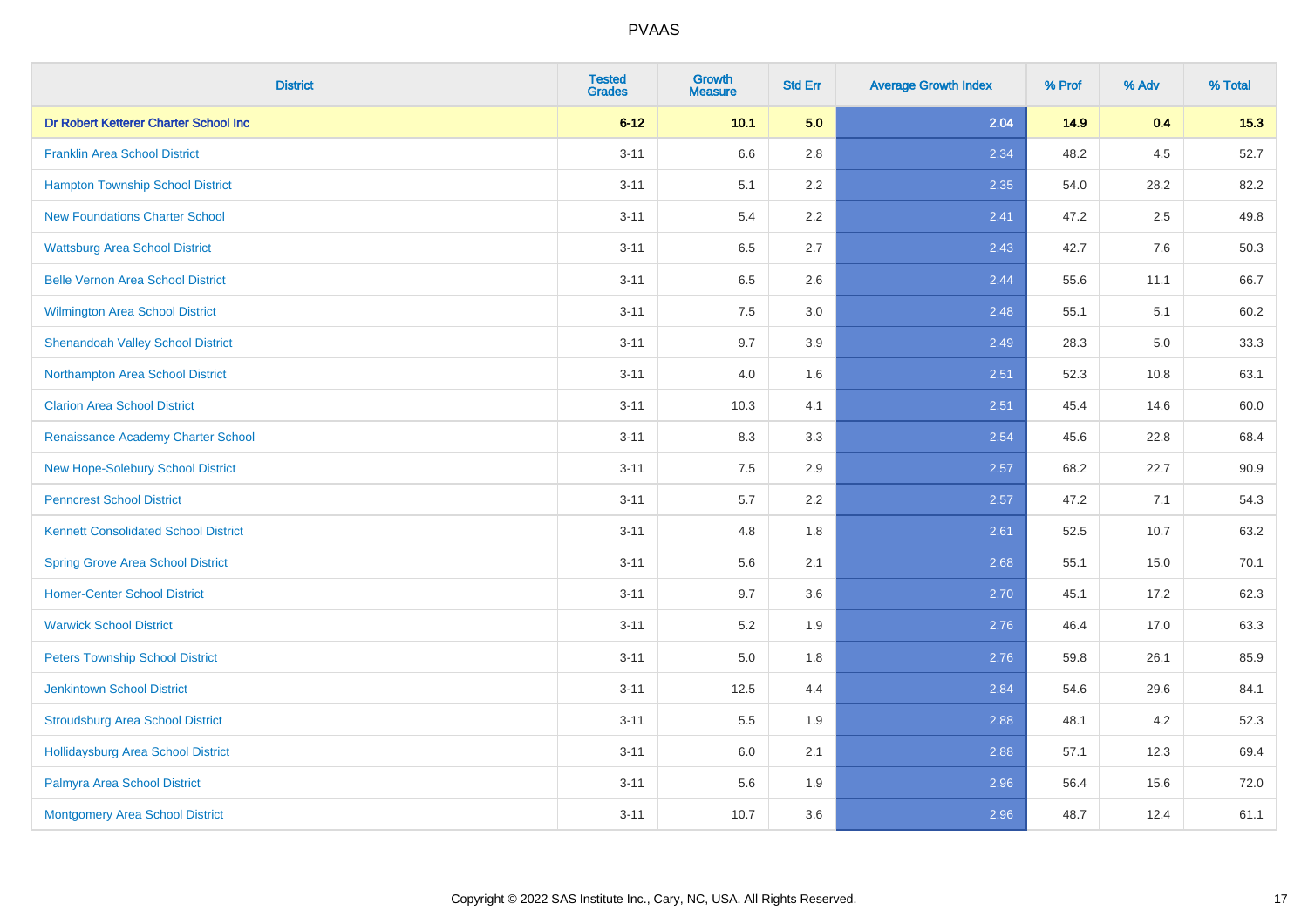# PVAAS

| District | Tested Grades | Growth Measure | Std Err | Average Growth Index | % Prof | % Adv | % Total |
|---|---|---|---|---|---|---|---|
| **Dr Robert Ketterer Charter School Inc** | **6-12** | **10.1** | **5.0** | **2.04** | **14.9** | **0.4** | **15.3** |
| Franklin Area School District | 3-11 | 6.6 | 2.8 | 2.34 | 48.2 | 4.5 | 52.7 |
| Hampton Township School District | 3-11 | 5.1 | 2.2 | 2.35 | 54.0 | 28.2 | 82.2 |
| New Foundations Charter School | 3-11 | 5.4 | 2.2 | 2.41 | 47.2 | 2.5 | 49.8 |
| Wattsburg Area School District | 3-11 | 6.5 | 2.7 | 2.43 | 42.7 | 7.6 | 50.3 |
| Belle Vernon Area School District | 3-11 | 6.5 | 2.6 | 2.44 | 55.6 | 11.1 | 66.7 |
| Wilmington Area School District | 3-11 | 7.5 | 3.0 | 2.48 | 55.1 | 5.1 | 60.2 |
| Shenandoah Valley School District | 3-11 | 9.7 | 3.9 | 2.49 | 28.3 | 5.0 | 33.3 |
| Northampton Area School District | 3-11 | 4.0 | 1.6 | 2.51 | 52.3 | 10.8 | 63.1 |
| Clarion Area School District | 3-11 | 10.3 | 4.1 | 2.51 | 45.4 | 14.6 | 60.0 |
| Renaissance Academy Charter School | 3-11 | 8.3 | 3.3 | 2.54 | 45.6 | 22.8 | 68.4 |
| New Hope-Solebury School District | 3-11 | 7.5 | 2.9 | 2.57 | 68.2 | 22.7 | 90.9 |
| Penncrest School District | 3-11 | 5.7 | 2.2 | 2.57 | 47.2 | 7.1 | 54.3 |
| Kennett Consolidated School District | 3-11 | 4.8 | 1.8 | 2.61 | 52.5 | 10.7 | 63.2 |
| Spring Grove Area School District | 3-11 | 5.6 | 2.1 | 2.68 | 55.1 | 15.0 | 70.1 |
| Homer-Center School District | 3-11 | 9.7 | 3.6 | 2.70 | 45.1 | 17.2 | 62.3 |
| Warwick School District | 3-11 | 5.2 | 1.9 | 2.76 | 46.4 | 17.0 | 63.3 |
| Peters Township School District | 3-11 | 5.0 | 1.8 | 2.76 | 59.8 | 26.1 | 85.9 |
| Jenkintown School District | 3-11 | 12.5 | 4.4 | 2.84 | 54.6 | 29.6 | 84.1 |
| Stroudsburg Area School District | 3-11 | 5.5 | 1.9 | 2.88 | 48.1 | 4.2 | 52.3 |
| Hollidaysburg Area School District | 3-11 | 6.0 | 2.1 | 2.88 | 57.1 | 12.3 | 69.4 |
| Palmyra Area School District | 3-11 | 5.6 | 1.9 | 2.96 | 56.4 | 15.6 | 72.0 |
| Montgomery Area School District | 3-11 | 10.7 | 3.6 | 2.96 | 48.7 | 12.4 | 61.1 |

Copyright © 2022 SAS Institute Inc., Cary, NC, USA. All Rights Reserved.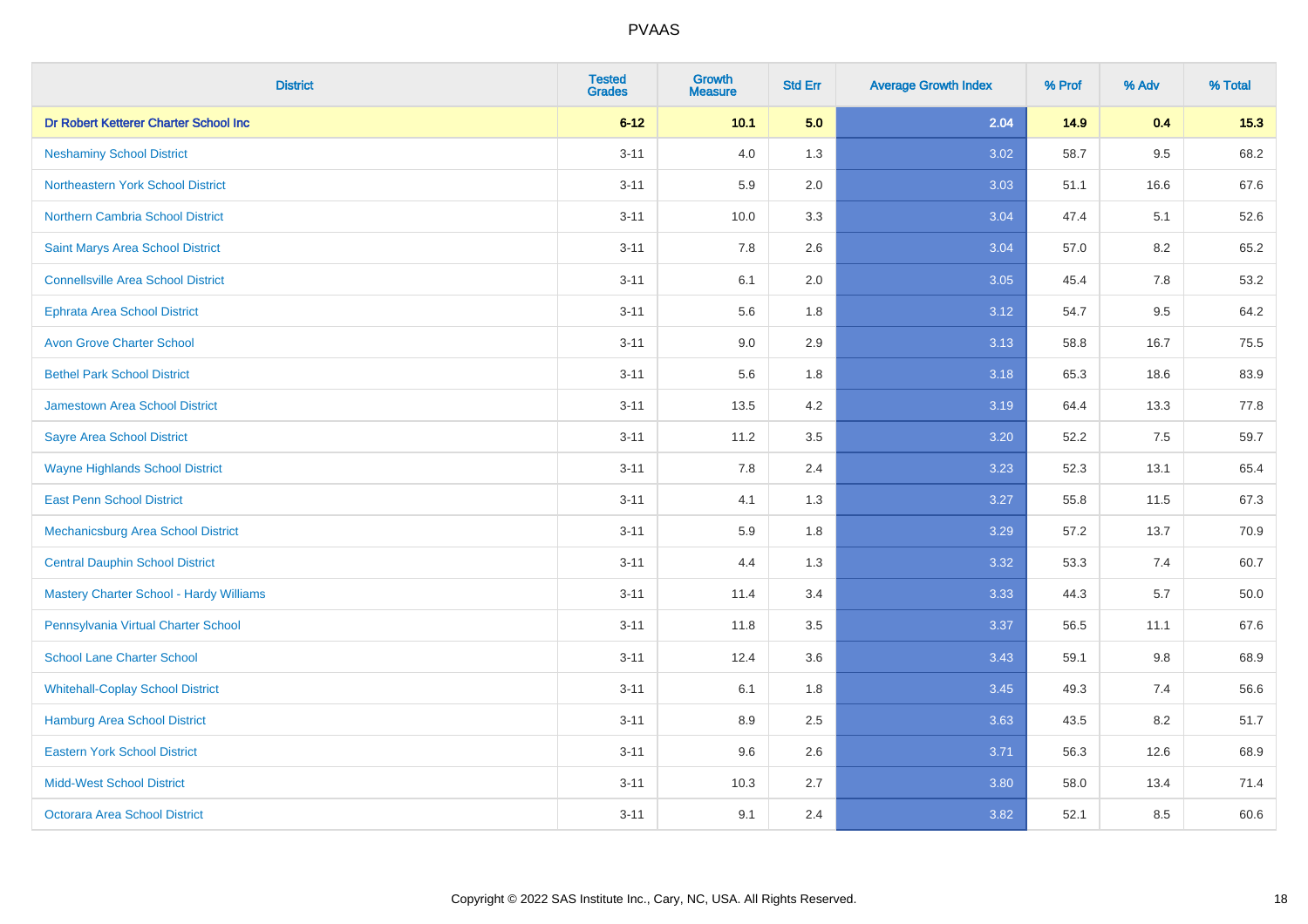# PVAAS

| District | Tested Grades | Growth Measure | Std Err | Average Growth Index | % Prof | % Adv | % Total |
|---|---|---|---|---|---|---|---|
| **Dr Robert Ketterer Charter School Inc** | **6-12** | **10.1** | **5.0** | **2.04** | **14.9** | **0.4** | **15.3** |
| Neshaminy School District | 3-11 | 4.0 | 1.3 | 3.02 | 58.7 | 9.5 | 68.2 |
| Northeastern York School District | 3-11 | 5.9 | 2.0 | 3.03 | 51.1 | 16.6 | 67.6 |
| Northern Cambria School District | 3-11 | 10.0 | 3.3 | 3.04 | 47.4 | 5.1 | 52.6 |
| Saint Marys Area School District | 3-11 | 7.8 | 2.6 | 3.04 | 57.0 | 8.2 | 65.2 |
| Connellsville Area School District | 3-11 | 6.1 | 2.0 | 3.05 | 45.4 | 7.8 | 53.2 |
| Ephrata Area School District | 3-11 | 5.6 | 1.8 | 3.12 | 54.7 | 9.5 | 64.2 |
| Avon Grove Charter School | 3-11 | 9.0 | 2.9 | 3.13 | 58.8 | 16.7 | 75.5 |
| Bethel Park School District | 3-11 | 5.6 | 1.8 | 3.18 | 65.3 | 18.6 | 83.9 |
| Jamestown Area School District | 3-11 | 13.5 | 4.2 | 3.19 | 64.4 | 13.3 | 77.8 |
| Sayre Area School District | 3-11 | 11.2 | 3.5 | 3.20 | 52.2 | 7.5 | 59.7 |
| Wayne Highlands School District | 3-11 | 7.8 | 2.4 | 3.23 | 52.3 | 13.1 | 65.4 |
| East Penn School District | 3-11 | 4.1 | 1.3 | 3.27 | 55.8 | 11.5 | 67.3 |
| Mechanicsburg Area School District | 3-11 | 5.9 | 1.8 | 3.29 | 57.2 | 13.7 | 70.9 |
| Central Dauphin School District | 3-11 | 4.4 | 1.3 | 3.32 | 53.3 | 7.4 | 60.7 |
| Mastery Charter School - Hardy Williams | 3-11 | 11.4 | 3.4 | 3.33 | 44.3 | 5.7 | 50.0 |
| Pennsylvania Virtual Charter School | 3-11 | 11.8 | 3.5 | 3.37 | 56.5 | 11.1 | 67.6 |
| School Lane Charter School | 3-11 | 12.4 | 3.6 | 3.43 | 59.1 | 9.8 | 68.9 |
| Whitehall-Coplay School District | 3-11 | 6.1 | 1.8 | 3.45 | 49.3 | 7.4 | 56.6 |
| Hamburg Area School District | 3-11 | 8.9 | 2.5 | 3.63 | 43.5 | 8.2 | 51.7 |
| Eastern York School District | 3-11 | 9.6 | 2.6 | 3.71 | 56.3 | 12.6 | 68.9 |
| Midd-West School District | 3-11 | 10.3 | 2.7 | 3.80 | 58.0 | 13.4 | 71.4 |
| Octorara Area School District | 3-11 | 9.1 | 2.4 | 3.82 | 52.1 | 8.5 | 60.6 |

Copyright © 2022 SAS Institute Inc., Cary, NC, USA. All Rights Reserved.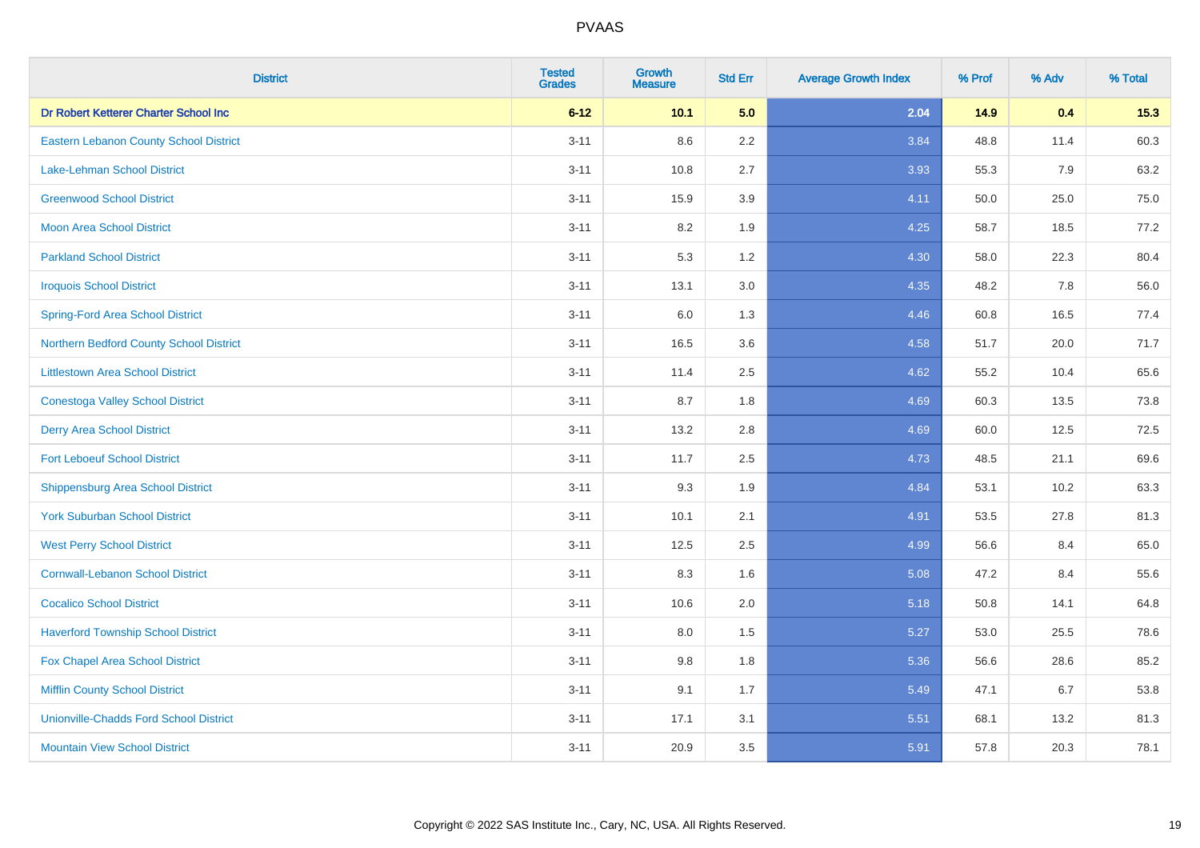# PVAAS

| District | Tested Grades | Growth Measure | Std Err | Average Growth Index | % Prof | % Adv | % Total |
|---|---|---|---|---|---|---|---|
| **Dr Robert Ketterer Charter School Inc** | **6-12** | **10.1** | **5.0** | **2.04** | **14.9** | **0.4** | **15.3** |
| Eastern Lebanon County School District | 3-11 | 8.6 | 2.2 | 3.84 | 48.8 | 11.4 | 60.3 |
| Lake-Lehman School District | 3-11 | 10.8 | 2.7 | 3.93 | 55.3 | 7.9 | 63.2 |
| Greenwood School District | 3-11 | 15.9 | 3.9 | 4.11 | 50.0 | 25.0 | 75.0 |
| Moon Area School District | 3-11 | 8.2 | 1.9 | 4.25 | 58.7 | 18.5 | 77.2 |
| Parkland School District | 3-11 | 5.3 | 1.2 | 4.30 | 58.0 | 22.3 | 80.4 |
| Iroquois School District | 3-11 | 13.1 | 3.0 | 4.35 | 48.2 | 7.8 | 56.0 |
| Spring-Ford Area School District | 3-11 | 6.0 | 1.3 | 4.46 | 60.8 | 16.5 | 77.4 |
| Northern Bedford County School District | 3-11 | 16.5 | 3.6 | 4.58 | 51.7 | 20.0 | 71.7 |
| Littlestown Area School District | 3-11 | 11.4 | 2.5 | 4.62 | 55.2 | 10.4 | 65.6 |
| Conestoga Valley School District | 3-11 | 8.7 | 1.8 | 4.69 | 60.3 | 13.5 | 73.8 |
| Derry Area School District | 3-11 | 13.2 | 2.8 | 4.69 | 60.0 | 12.5 | 72.5 |
| Fort Leboeuf School District | 3-11 | 11.7 | 2.5 | 4.73 | 48.5 | 21.1 | 69.6 |
| Shippensburg Area School District | 3-11 | 9.3 | 1.9 | 4.84 | 53.1 | 10.2 | 63.3 |
| York Suburban School District | 3-11 | 10.1 | 2.1 | 4.91 | 53.5 | 27.8 | 81.3 |
| West Perry School District | 3-11 | 12.5 | 2.5 | 4.99 | 56.6 | 8.4 | 65.0 |
| Cornwall-Lebanon School District | 3-11 | 8.3 | 1.6 | 5.08 | 47.2 | 8.4 | 55.6 |
| Cocalico School District | 3-11 | 10.6 | 2.0 | 5.18 | 50.8 | 14.1 | 64.8 |
| Haverford Township School District | 3-11 | 8.0 | 1.5 | 5.27 | 53.0 | 25.5 | 78.6 |
| Fox Chapel Area School District | 3-11 | 9.8 | 1.8 | 5.36 | 56.6 | 28.6 | 85.2 |
| Mifflin County School District | 3-11 | 9.1 | 1.7 | 5.49 | 47.1 | 6.7 | 53.8 |
| Unionville-Chadds Ford School District | 3-11 | 17.1 | 3.1 | 5.51 | 68.1 | 13.2 | 81.3 |
| Mountain View School District | 3-11 | 20.9 | 3.5 | 5.91 | 57.8 | 20.3 | 78.1 |

Copyright © 2022 SAS Institute Inc., Cary, NC, USA. All Rights Reserved.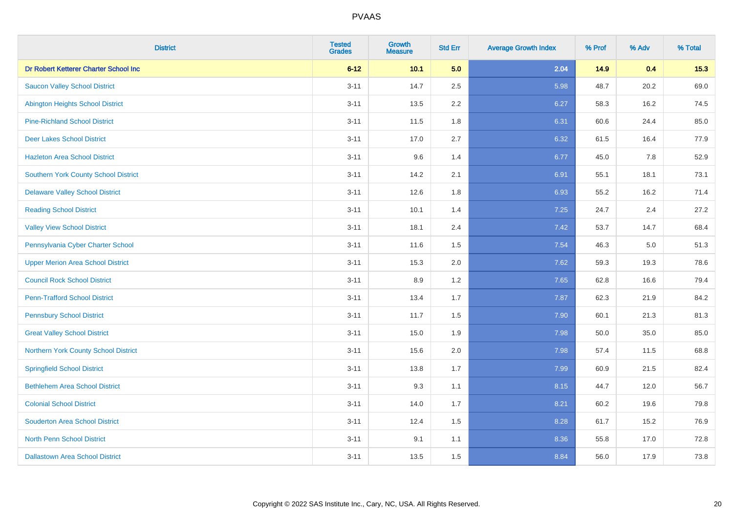# PVAAS

| District | Tested Grades | Growth Measure | Std Err | Average Growth Index | % Prof | % Adv | % Total |
|---|---|---|---|---|---|---|---|
| **Dr Robert Ketterer Charter School Inc** | **6-12** | **10.1** | **5.0** | **2.04** | **14.9** | **0.4** | **15.3** |
| Saucon Valley School District | 3-11 | 14.7 | 2.5 | 5.98 | 48.7 | 20.2 | 69.0 |
| Abington Heights School District | 3-11 | 13.5 | 2.2 | 6.27 | 58.3 | 16.2 | 74.5 |
| Pine-Richland School District | 3-11 | 11.5 | 1.8 | 6.31 | 60.6 | 24.4 | 85.0 |
| Deer Lakes School District | 3-11 | 17.0 | 2.7 | 6.32 | 61.5 | 16.4 | 77.9 |
| Hazleton Area School District | 3-11 | 9.6 | 1.4 | 6.77 | 45.0 | 7.8 | 52.9 |
| Southern York County School District | 3-11 | 14.2 | 2.1 | 6.91 | 55.1 | 18.1 | 73.1 |
| Delaware Valley School District | 3-11 | 12.6 | 1.8 | 6.93 | 55.2 | 16.2 | 71.4 |
| Reading School District | 3-11 | 10.1 | 1.4 | 7.25 | 24.7 | 2.4 | 27.2 |
| Valley View School District | 3-11 | 18.1 | 2.4 | 7.42 | 53.7 | 14.7 | 68.4 |
| Pennsylvania Cyber Charter School | 3-11 | 11.6 | 1.5 | 7.54 | 46.3 | 5.0 | 51.3 |
| Upper Merion Area School District | 3-11 | 15.3 | 2.0 | 7.62 | 59.3 | 19.3 | 78.6 |
| Council Rock School District | 3-11 | 8.9 | 1.2 | 7.65 | 62.8 | 16.6 | 79.4 |
| Penn-Trafford School District | 3-11 | 13.4 | 1.7 | 7.87 | 62.3 | 21.9 | 84.2 |
| Pennsbury School District | 3-11 | 11.7 | 1.5 | 7.90 | 60.1 | 21.3 | 81.3 |
| Great Valley School District | 3-11 | 15.0 | 1.9 | 7.98 | 50.0 | 35.0 | 85.0 |
| Northern York County School District | 3-11 | 15.6 | 2.0 | 7.98 | 57.4 | 11.5 | 68.8 |
| Springfield School District | 3-11 | 13.8 | 1.7 | 7.99 | 60.9 | 21.5 | 82.4 |
| Bethlehem Area School District | 3-11 | 9.3 | 1.1 | 8.15 | 44.7 | 12.0 | 56.7 |
| Colonial School District | 3-11 | 14.0 | 1.7 | 8.21 | 60.2 | 19.6 | 79.8 |
| Souderton Area School District | 3-11 | 12.4 | 1.5 | 8.28 | 61.7 | 15.2 | 76.9 |
| North Penn School District | 3-11 | 9.1 | 1.1 | 8.36 | 55.8 | 17.0 | 72.8 |
| Dallastown Area School District | 3-11 | 13.5 | 1.5 | 8.84 | 56.0 | 17.9 | 73.8 |

Copyright © 2022 SAS Institute Inc., Cary, NC, USA. All Rights Reserved.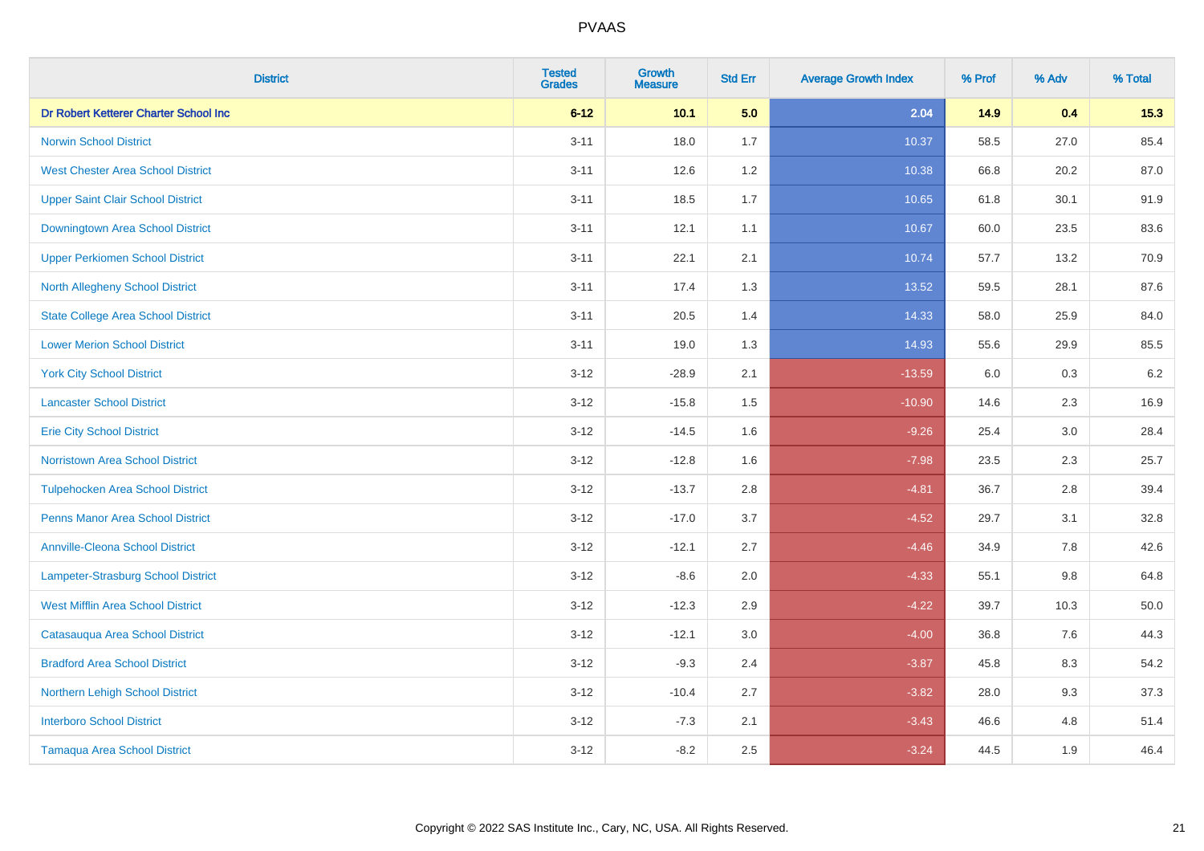# PVAAS

| District | Tested Grades | Growth Measure | Std Err | Average Growth Index | % Prof | % Adv | % Total |
|---|---|---|---|---|---|---|---|
| **Dr Robert Ketterer Charter School Inc** | **6-12** | **10.1** | **5.0** | **2.04** | **14.9** | **0.4** | **15.3** |
| Norwin School District | 3-11 | 18.0 | 1.7 | 10.37 | 58.5 | 27.0 | 85.4 |
| West Chester Area School District | 3-11 | 12.6 | 1.2 | 10.38 | 66.8 | 20.2 | 87.0 |
| Upper Saint Clair School District | 3-11 | 18.5 | 1.7 | 10.65 | 61.8 | 30.1 | 91.9 |
| Downingtown Area School District | 3-11 | 12.1 | 1.1 | 10.67 | 60.0 | 23.5 | 83.6 |
| Upper Perkiomen School District | 3-11 | 22.1 | 2.1 | 10.74 | 57.7 | 13.2 | 70.9 |
| North Allegheny School District | 3-11 | 17.4 | 1.3 | 13.52 | 59.5 | 28.1 | 87.6 |
| State College Area School District | 3-11 | 20.5 | 1.4 | 14.33 | 58.0 | 25.9 | 84.0 |
| Lower Merion School District | 3-11 | 19.0 | 1.3 | 14.93 | 55.6 | 29.9 | 85.5 |
| York City School District | 3-12 | -28.9 | 2.1 | -13.59 | 6.0 | 0.3 | 6.2 |
| Lancaster School District | 3-12 | -15.8 | 1.5 | -10.90 | 14.6 | 2.3 | 16.9 |
| Erie City School District | 3-12 | -14.5 | 1.6 | -9.26 | 25.4 | 3.0 | 28.4 |
| Norristown Area School District | 3-12 | -12.8 | 1.6 | -7.98 | 23.5 | 2.3 | 25.7 |
| Tulpehocken Area School District | 3-12 | -13.7 | 2.8 | -4.81 | 36.7 | 2.8 | 39.4 |
| Penns Manor Area School District | 3-12 | -17.0 | 3.7 | -4.52 | 29.7 | 3.1 | 32.8 |
| Annville-Cleona School District | 3-12 | -12.1 | 2.7 | -4.46 | 34.9 | 7.8 | 42.6 |
| Lampeter-Strasburg School District | 3-12 | -8.6 | 2.0 | -4.33 | 55.1 | 9.8 | 64.8 |
| West Mifflin Area School District | 3-12 | -12.3 | 2.9 | -4.22 | 39.7 | 10.3 | 50.0 |
| Catasauqua Area School District | 3-12 | -12.1 | 3.0 | -4.00 | 36.8 | 7.6 | 44.3 |
| Bradford Area School District | 3-12 | -9.3 | 2.4 | -3.87 | 45.8 | 8.3 | 54.2 |
| Northern Lehigh School District | 3-12 | -10.4 | 2.7 | -3.82 | 28.0 | 9.3 | 37.3 |
| Interboro School District | 3-12 | -7.3 | 2.1 | -3.43 | 46.6 | 4.8 | 51.4 |
| Tamaqua Area School District | 3-12 | -8.2 | 2.5 | -3.24 | 44.5 | 1.9 | 46.4 |

Copyright © 2022 SAS Institute Inc., Cary, NC, USA. All Rights Reserved.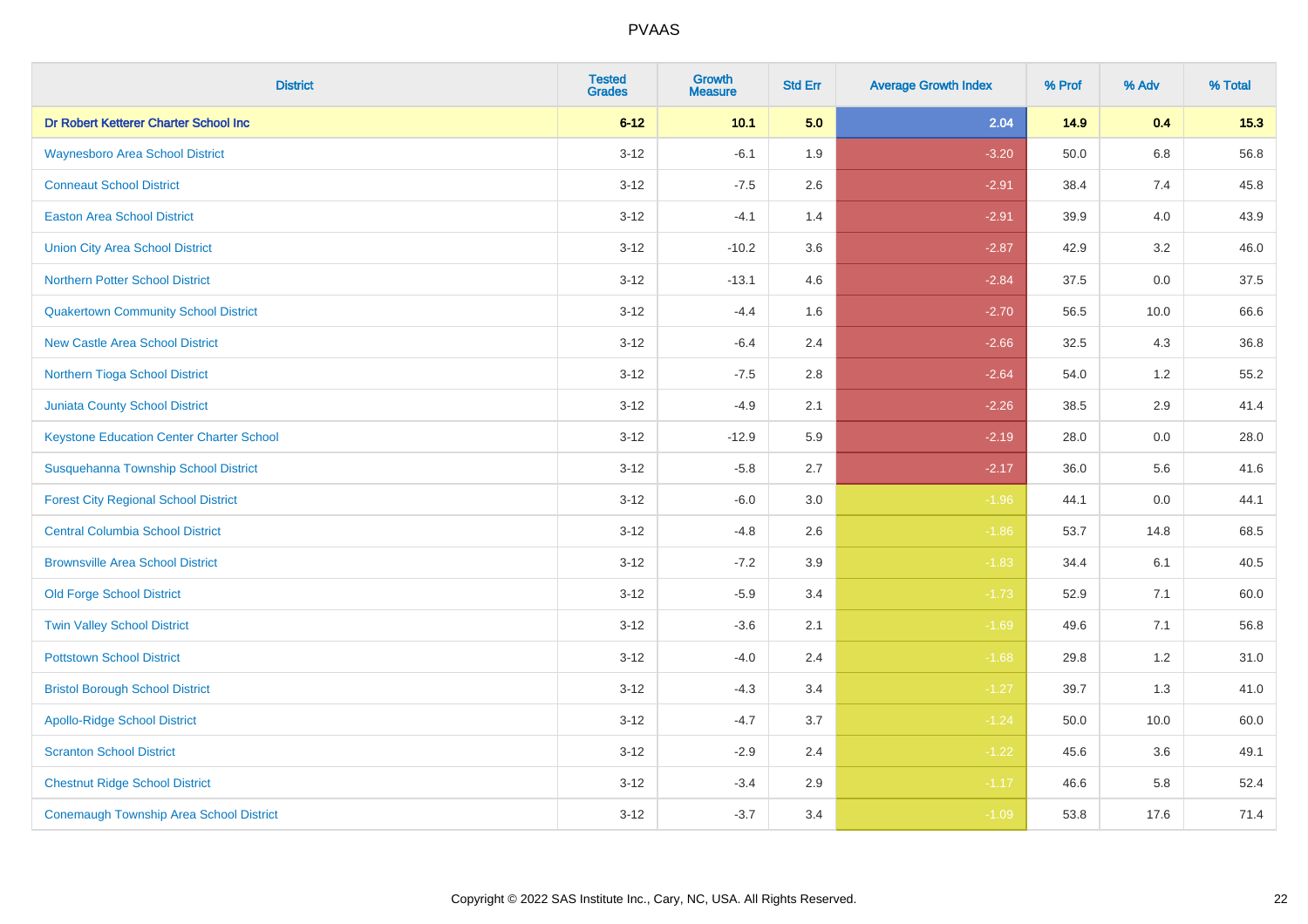| District | Tested Grades | Growth Measure | Std Err | Average Growth Index | % Prof | % Adv | % Total |
|---|---|---|---|---|---|---|---|
| **Dr Robert Ketterer Charter School Inc** | **6-12** | **10.1** | **5.0** | **2.04** | **14.9** | **0.4** | **15.3** |
| Waynesboro Area School District | 3-12 | -6.1 | 1.9 | -3.20 | 50.0 | 6.8 | 56.8 |
| Conneaut School District | 3-12 | -7.5 | 2.6 | -2.91 | 38.4 | 7.4 | 45.8 |
| Easton Area School District | 3-12 | -4.1 | 1.4 | -2.91 | 39.9 | 4.0 | 43.9 |
| Union City Area School District | 3-12 | -10.2 | 3.6 | -2.87 | 42.9 | 3.2 | 46.0 |
| Northern Potter School District | 3-12 | -13.1 | 4.6 | -2.84 | 37.5 | 0.0 | 37.5 |
| Quakertown Community School District | 3-12 | -4.4 | 1.6 | -2.70 | 56.5 | 10.0 | 66.6 |
| New Castle Area School District | 3-12 | -6.4 | 2.4 | -2.66 | 32.5 | 4.3 | 36.8 |
| Northern Tioga School District | 3-12 | -7.5 | 2.8 | -2.64 | 54.0 | 1.2 | 55.2 |
| Juniata County School District | 3-12 | -4.9 | 2.1 | -2.26 | 38.5 | 2.9 | 41.4 |
| Keystone Education Center Charter School | 3-12 | -12.9 | 5.9 | -2.19 | 28.0 | 0.0 | 28.0 |
| Susquehanna Township School District | 3-12 | -5.8 | 2.7 | -2.17 | 36.0 | 5.6 | 41.6 |
| Forest City Regional School District | 3-12 | -6.0 | 3.0 | -1.96 | 44.1 | 0.0 | 44.1 |
| Central Columbia School District | 3-12 | -4.8 | 2.6 | -1.86 | 53.7 | 14.8 | 68.5 |
| Brownsville Area School District | 3-12 | -7.2 | 3.9 | -1.83 | 34.4 | 6.1 | 40.5 |
| Old Forge School District | 3-12 | -5.9 | 3.4 | -1.73 | 52.9 | 7.1 | 60.0 |
| Twin Valley School District | 3-12 | -3.6 | 2.1 | -1.69 | 49.6 | 7.1 | 56.8 |
| Pottstown School District | 3-12 | -4.0 | 2.4 | -1.68 | 29.8 | 1.2 | 31.0 |
| Bristol Borough School District | 3-12 | -4.3 | 3.4 | -1.27 | 39.7 | 1.3 | 41.0 |
| Apollo-Ridge School District | 3-12 | -4.7 | 3.7 | -1.24 | 50.0 | 10.0 | 60.0 |
| Scranton School District | 3-12 | -2.9 | 2.4 | -1.22 | 45.6 | 3.6 | 49.1 |
| Chestnut Ridge School District | 3-12 | -3.4 | 2.9 | -1.17 | 46.6 | 5.8 | 52.4 |
| Conemaugh Township Area School District | 3-12 | -3.7 | 3.4 | -1.09 | 53.8 | 17.6 | 71.4 |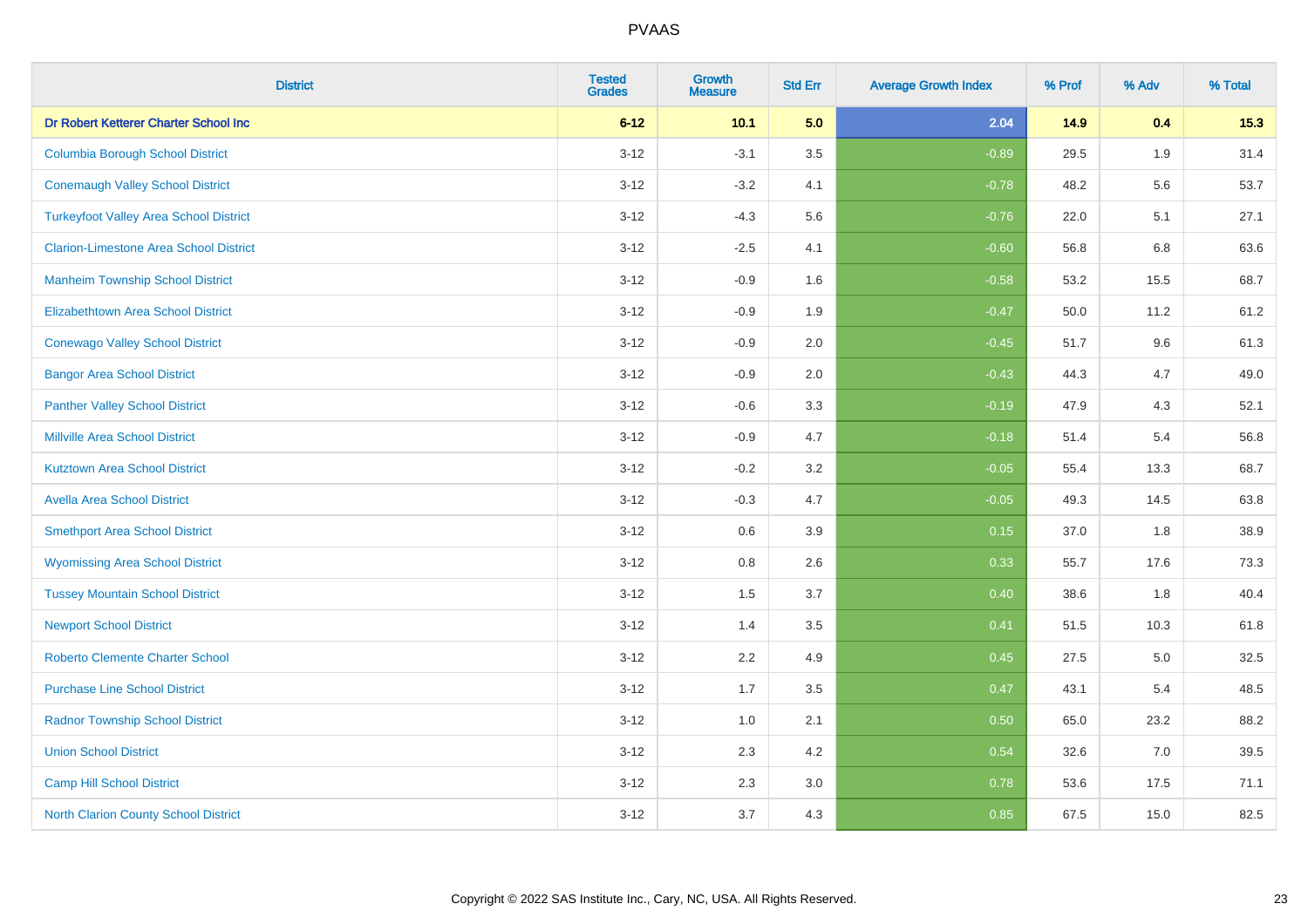# PVAAS

| District | Tested Grades | Growth Measure | Std Err | Average Growth Index | % Prof | % Adv | % Total |
|---|---|---|---|---|---|---|---|
| **Dr Robert Ketterer Charter School Inc** | **6-12** | **10.1** | **5.0** | **2.04** | **14.9** | **0.4** | **15.3** |
| Columbia Borough School District | 3-12 | -3.1 | 3.5 | -0.89 | 29.5 | 1.9 | 31.4 |
| Conemaugh Valley School District | 3-12 | -3.2 | 4.1 | -0.78 | 48.2 | 5.6 | 53.7 |
| Turkeyfoot Valley Area School District | 3-12 | -4.3 | 5.6 | -0.76 | 22.0 | 5.1 | 27.1 |
| Clarion-Limestone Area School District | 3-12 | -2.5 | 4.1 | -0.60 | 56.8 | 6.8 | 63.6 |
| Manheim Township School District | 3-12 | -0.9 | 1.6 | -0.58 | 53.2 | 15.5 | 68.7 |
| Elizabethtown Area School District | 3-12 | -0.9 | 1.9 | -0.47 | 50.0 | 11.2 | 61.2 |
| Conewago Valley School District | 3-12 | -0.9 | 2.0 | -0.45 | 51.7 | 9.6 | 61.3 |
| Bangor Area School District | 3-12 | -0.9 | 2.0 | -0.43 | 44.3 | 4.7 | 49.0 |
| Panther Valley School District | 3-12 | -0.6 | 3.3 | -0.19 | 47.9 | 4.3 | 52.1 |
| Millville Area School District | 3-12 | -0.9 | 4.7 | -0.18 | 51.4 | 5.4 | 56.8 |
| Kutztown Area School District | 3-12 | -0.2 | 3.2 | -0.05 | 55.4 | 13.3 | 68.7 |
| Avella Area School District | 3-12 | -0.3 | 4.7 | -0.05 | 49.3 | 14.5 | 63.8 |
| Smethport Area School District | 3-12 | 0.6 | 3.9 | 0.15 | 37.0 | 1.8 | 38.9 |
| Wyomissing Area School District | 3-12 | 0.8 | 2.6 | 0.33 | 55.7 | 17.6 | 73.3 |
| Tussey Mountain School District | 3-12 | 1.5 | 3.7 | 0.40 | 38.6 | 1.8 | 40.4 |
| Newport School District | 3-12 | 1.4 | 3.5 | 0.41 | 51.5 | 10.3 | 61.8 |
| Roberto Clemente Charter School | 3-12 | 2.2 | 4.9 | 0.45 | 27.5 | 5.0 | 32.5 |
| Purchase Line School District | 3-12 | 1.7 | 3.5 | 0.47 | 43.1 | 5.4 | 48.5 |
| Radnor Township School District | 3-12 | 1.0 | 2.1 | 0.50 | 65.0 | 23.2 | 88.2 |
| Union School District | 3-12 | 2.3 | 4.2 | 0.54 | 32.6 | 7.0 | 39.5 |
| Camp Hill School District | 3-12 | 2.3 | 3.0 | 0.78 | 53.6 | 17.5 | 71.1 |
| North Clarion County School District | 3-12 | 3.7 | 4.3 | 0.85 | 67.5 | 15.0 | 82.5 |

Copyright © 2022 SAS Institute Inc., Cary, NC, USA. All Rights Reserved.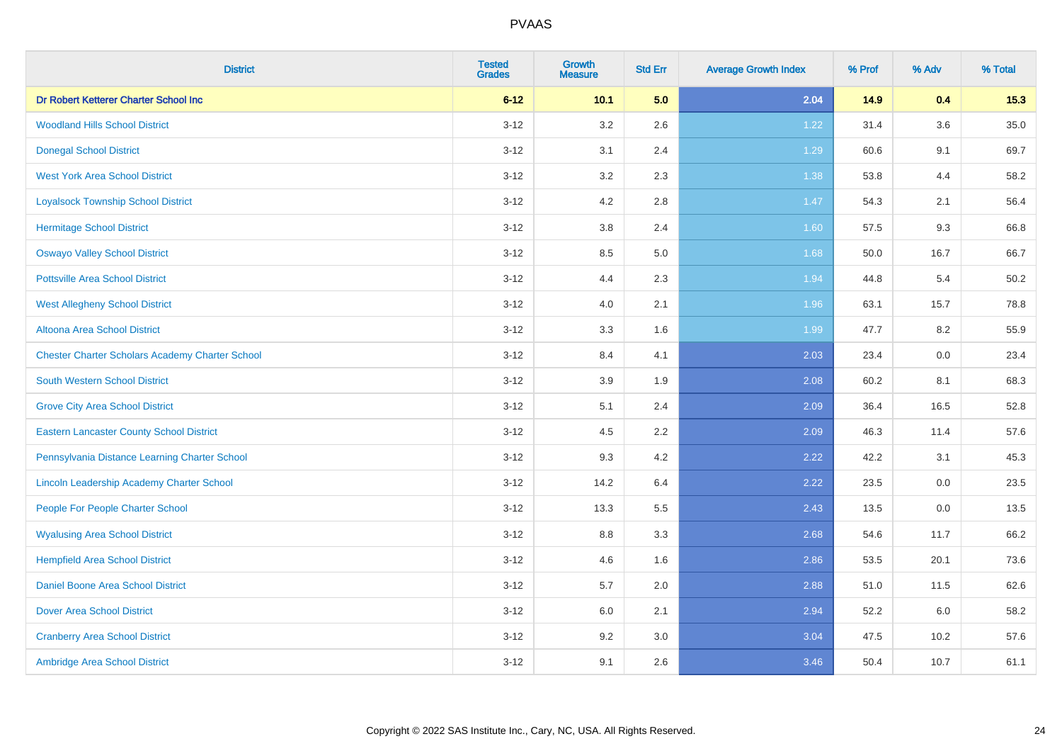| District | Tested Grades | Growth Measure | Std Err | Average Growth Index | % Prof | % Adv | % Total |
|---|---|---|---|---|---|---|---|
| **Dr Robert Ketterer Charter School Inc** | **6-12** | **10.1** | **5.0** | **2.04** | **14.9** | **0.4** | **15.3** |
| Woodland Hills School District | 3-12 | 3.2 | 2.6 | 1.22 | 31.4 | 3.6 | 35.0 |
| Donegal School District | 3-12 | 3.1 | 2.4 | 1.29 | 60.6 | 9.1 | 69.7 |
| West York Area School District | 3-12 | 3.2 | 2.3 | 1.38 | 53.8 | 4.4 | 58.2 |
| Loyalsock Township School District | 3-12 | 4.2 | 2.8 | 1.47 | 54.3 | 2.1 | 56.4 |
| Hermitage School District | 3-12 | 3.8 | 2.4 | 1.60 | 57.5 | 9.3 | 66.8 |
| Oswayo Valley School District | 3-12 | 8.5 | 5.0 | 1.68 | 50.0 | 16.7 | 66.7 |
| Pottsville Area School District | 3-12 | 4.4 | 2.3 | 1.94 | 44.8 | 5.4 | 50.2 |
| West Allegheny School District | 3-12 | 4.0 | 2.1 | 1.96 | 63.1 | 15.7 | 78.8 |
| Altoona Area School District | 3-12 | 3.3 | 1.6 | 1.99 | 47.7 | 8.2 | 55.9 |
| Chester Charter Scholars Academy Charter School | 3-12 | 8.4 | 4.1 | 2.03 | 23.4 | 0.0 | 23.4 |
| South Western School District | 3-12 | 3.9 | 1.9 | 2.08 | 60.2 | 8.1 | 68.3 |
| Grove City Area School District | 3-12 | 5.1 | 2.4 | 2.09 | 36.4 | 16.5 | 52.8 |
| Eastern Lancaster County School District | 3-12 | 4.5 | 2.2 | 2.09 | 46.3 | 11.4 | 57.6 |
| Pennsylvania Distance Learning Charter School | 3-12 | 9.3 | 4.2 | 2.22 | 42.2 | 3.1 | 45.3 |
| Lincoln Leadership Academy Charter School | 3-12 | 14.2 | 6.4 | 2.22 | 23.5 | 0.0 | 23.5 |
| People For People Charter School | 3-12 | 13.3 | 5.5 | 2.43 | 13.5 | 0.0 | 13.5 |
| Wyalusing Area School District | 3-12 | 8.8 | 3.3 | 2.68 | 54.6 | 11.7 | 66.2 |
| Hempfield Area School District | 3-12 | 4.6 | 1.6 | 2.86 | 53.5 | 20.1 | 73.6 |
| Daniel Boone Area School District | 3-12 | 5.7 | 2.0 | 2.88 | 51.0 | 11.5 | 62.6 |
| Dover Area School District | 3-12 | 6.0 | 2.1 | 2.94 | 52.2 | 6.0 | 58.2 |
| Cranberry Area School District | 3-12 | 9.2 | 3.0 | 3.04 | 47.5 | 10.2 | 57.6 |
| Ambridge Area School District | 3-12 | 9.1 | 2.6 | 3.46 | 50.4 | 10.7 | 61.1 |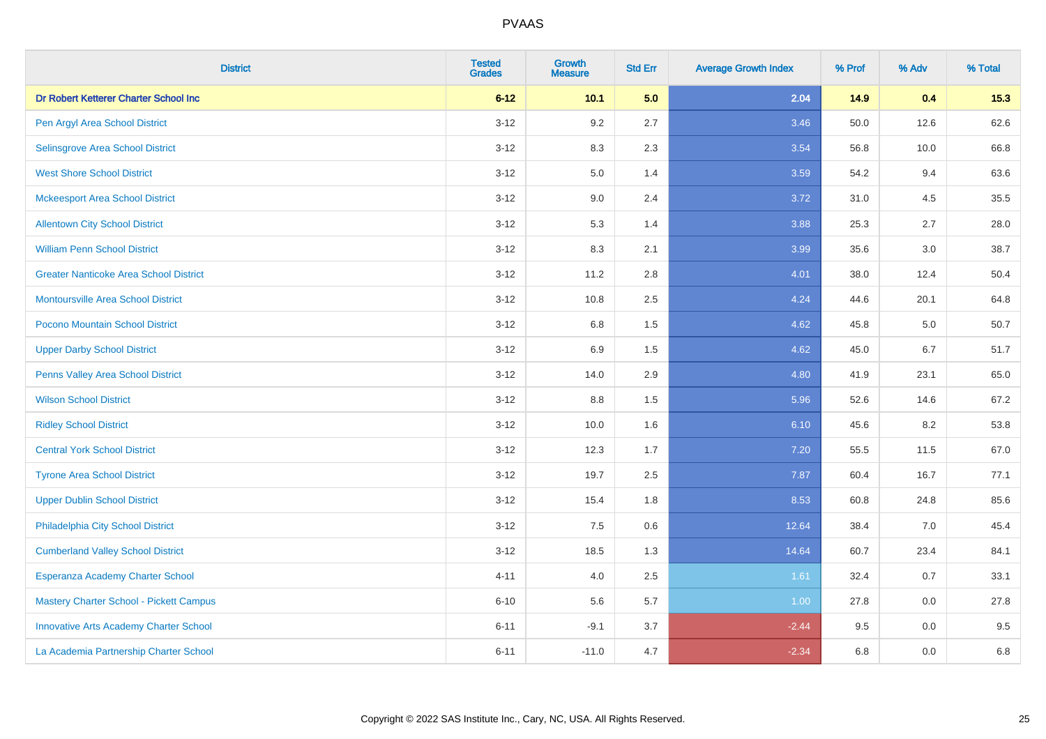# PVAAS

| District | Tested Grades | Growth Measure | Std Err | Average Growth Index | % Prof | % Adv | % Total |
|---|---|---|---|---|---|---|---|
| **Dr Robert Ketterer Charter School Inc** | **6-12** | **10.1** | **5.0** | **2.04** | **14.9** | **0.4** | **15.3** |
| Pen Argyl Area School District | 3-12 | 9.2 | 2.7 | 3.46 | 50.0 | 12.6 | 62.6 |
| Selinsgrove Area School District | 3-12 | 8.3 | 2.3 | 3.54 | 56.8 | 10.0 | 66.8 |
| West Shore School District | 3-12 | 5.0 | 1.4 | 3.59 | 54.2 | 9.4 | 63.6 |
| Mckeesport Area School District | 3-12 | 9.0 | 2.4 | 3.72 | 31.0 | 4.5 | 35.5 |
| Allentown City School District | 3-12 | 5.3 | 1.4 | 3.88 | 25.3 | 2.7 | 28.0 |
| William Penn School District | 3-12 | 8.3 | 2.1 | 3.99 | 35.6 | 3.0 | 38.7 |
| Greater Nanticoke Area School District | 3-12 | 11.2 | 2.8 | 4.01 | 38.0 | 12.4 | 50.4 |
| Montoursville Area School District | 3-12 | 10.8 | 2.5 | 4.24 | 44.6 | 20.1 | 64.8 |
| Pocono Mountain School District | 3-12 | 6.8 | 1.5 | 4.62 | 45.8 | 5.0 | 50.7 |
| Upper Darby School District | 3-12 | 6.9 | 1.5 | 4.62 | 45.0 | 6.7 | 51.7 |
| Penns Valley Area School District | 3-12 | 14.0 | 2.9 | 4.80 | 41.9 | 23.1 | 65.0 |
| Wilson School District | 3-12 | 8.8 | 1.5 | 5.96 | 52.6 | 14.6 | 67.2 |
| Ridley School District | 3-12 | 10.0 | 1.6 | 6.10 | 45.6 | 8.2 | 53.8 |
| Central York School District | 3-12 | 12.3 | 1.7 | 7.20 | 55.5 | 11.5 | 67.0 |
| Tyrone Area School District | 3-12 | 19.7 | 2.5 | 7.87 | 60.4 | 16.7 | 77.1 |
| Upper Dublin School District | 3-12 | 15.4 | 1.8 | 8.53 | 60.8 | 24.8 | 85.6 |
| Philadelphia City School District | 3-12 | 7.5 | 0.6 | 12.64 | 38.4 | 7.0 | 45.4 |
| Cumberland Valley School District | 3-12 | 18.5 | 1.3 | 14.64 | 60.7 | 23.4 | 84.1 |
| Esperanza Academy Charter School | 4-11 | 4.0 | 2.5 | 1.61 | 32.4 | 0.7 | 33.1 |
| Mastery Charter School - Pickett Campus | 6-10 | 5.6 | 5.7 | 1.00 | 27.8 | 0.0 | 27.8 |
| Innovative Arts Academy Charter School | 6-11 | -9.1 | 3.7 | -2.44 | 9.5 | 0.0 | 9.5 |
| La Academia Partnership Charter School | 6-11 | -11.0 | 4.7 | -2.34 | 6.8 | 0.0 | 6.8 |

Copyright © 2022 SAS Institute Inc., Cary, NC, USA. All Rights Reserved.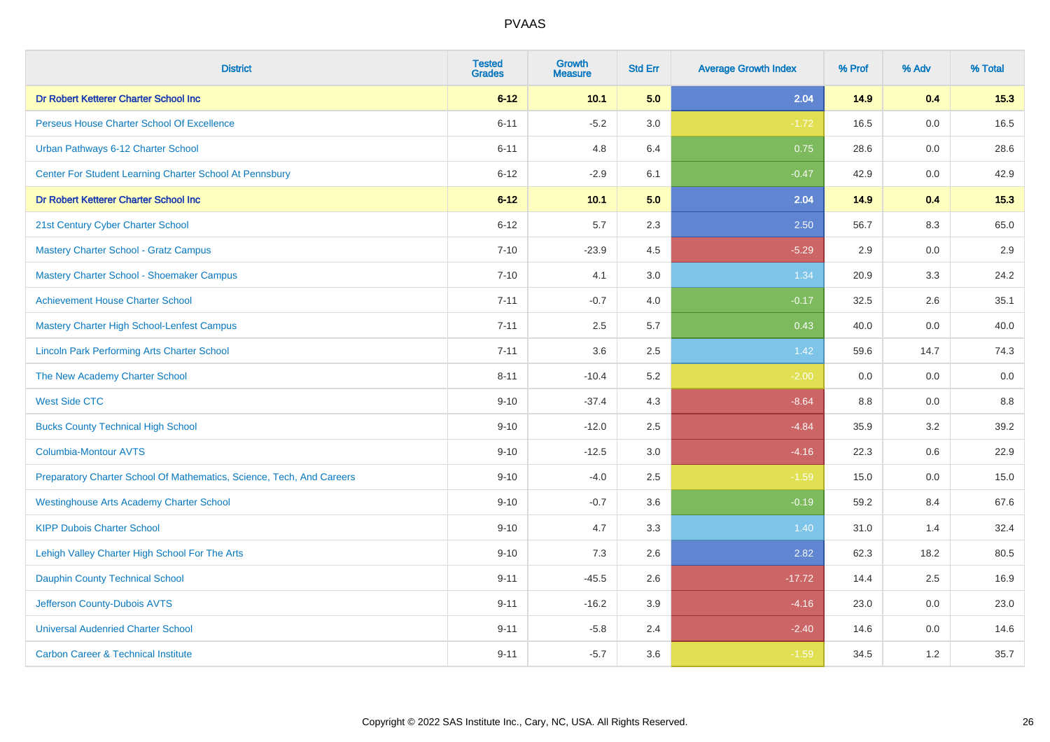| District | Tested Grades | Growth Measure | Std Err | Average Growth Index | % Prof | % Adv | % Total |
|---|---|---|---|---|---|---|---|
| **Dr Robert Ketterer Charter School Inc** | **6-12** | **10.1** | **5.0** | **2.04** | **14.9** | **0.4** | **15.3** |
| Perseus House Charter School Of Excellence | 6-11 | -5.2 | 3.0 | -1.72 | 16.5 | 0.0 | 16.5 |
| Urban Pathways 6-12 Charter School | 6-11 | 4.8 | 6.4 | 0.75 | 28.6 | 0.0 | 28.6 |
| Center For Student Learning Charter School At Pennsbury | 6-12 | -2.9 | 6.1 | -0.47 | 42.9 | 0.0 | 42.9 |
| **Dr Robert Ketterer Charter School Inc** | **6-12** | **10.1** | **5.0** | **2.04** | **14.9** | **0.4** | **15.3** |
| 21st Century Cyber Charter School | 6-12 | 5.7 | 2.3 | 2.50 | 56.7 | 8.3 | 65.0 |
| Mastery Charter School - Gratz Campus | 7-10 | -23.9 | 4.5 | -5.29 | 2.9 | 0.0 | 2.9 |
| Mastery Charter School - Shoemaker Campus | 7-10 | 4.1 | 3.0 | 1.34 | 20.9 | 3.3 | 24.2 |
| Achievement House Charter School | 7-11 | -0.7 | 4.0 | -0.17 | 32.5 | 2.6 | 35.1 |
| Mastery Charter High School-Lenfest Campus | 7-11 | 2.5 | 5.7 | 0.43 | 40.0 | 0.0 | 40.0 |
| Lincoln Park Performing Arts Charter School | 7-11 | 3.6 | 2.5 | 1.42 | 59.6 | 14.7 | 74.3 |
| The New Academy Charter School | 8-11 | -10.4 | 5.2 | -2.00 | 0.0 | 0.0 | 0.0 |
| West Side CTC | 9-10 | -37.4 | 4.3 | -8.64 | 8.8 | 0.0 | 8.8 |
| Bucks County Technical High School | 9-10 | -12.0 | 2.5 | -4.84 | 35.9 | 3.2 | 39.2 |
| Columbia-Montour AVTS | 9-10 | -12.5 | 3.0 | -4.16 | 22.3 | 0.6 | 22.9 |
| Preparatory Charter School Of Mathematics, Science, Tech, And Careers | 9-10 | -4.0 | 2.5 | -1.59 | 15.0 | 0.0 | 15.0 |
| Westinghouse Arts Academy Charter School | 9-10 | -0.7 | 3.6 | -0.19 | 59.2 | 8.4 | 67.6 |
| KIPP Dubois Charter School | 9-10 | 4.7 | 3.3 | 1.40 | 31.0 | 1.4 | 32.4 |
| Lehigh Valley Charter High School For The Arts | 9-10 | 7.3 | 2.6 | 2.82 | 62.3 | 18.2 | 80.5 |
| Dauphin County Technical School | 9-11 | -45.5 | 2.6 | -17.72 | 14.4 | 2.5 | 16.9 |
| Jefferson County-Dubois AVTS | 9-11 | -16.2 | 3.9 | -4.16 | 23.0 | 0.0 | 23.0 |
| Universal Audenried Charter School | 9-11 | -5.8 | 2.4 | -2.40 | 14.6 | 0.0 | 14.6 |
| Carbon Career & Technical Institute | 9-11 | -5.7 | 3.6 | -1.59 | 34.5 | 1.2 | 35.7 |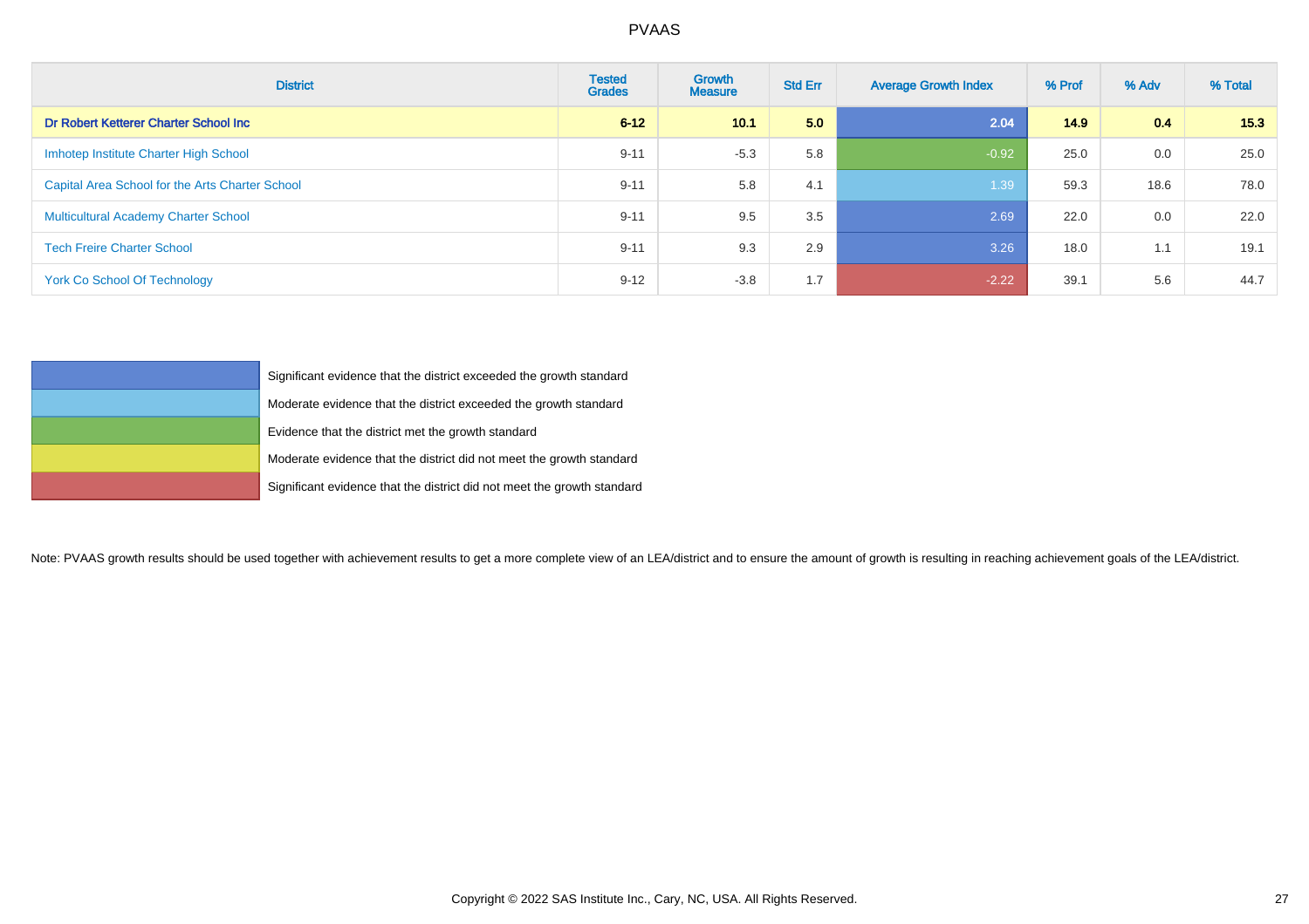PVAAS

| District | Tested Grades | Growth Measure | Std Err | Average Growth Index | % Prof | % Adv | % Total |
|---|---|---|---|---|---|---|---|
| **Dr Robert Ketterer Charter School Inc** | **6-12** | **10.1** | **5.0** | **2.04** | **14.9** | **0.4** | **15.3** |
| Imhotep Institute Charter High School | 9-11 | -5.3 | 5.8 | -0.92 | 25.0 | 0.0 | 25.0 |
| Capital Area School for the Arts Charter School | 9-11 | 5.8 | 4.1 | 1.39 | 59.3 | 18.6 | 78.0 |
| Multicultural Academy Charter School | 9-11 | 9.5 | 3.5 | 2.69 | 22.0 | 0.0 | 22.0 |
| Tech Freire Charter School | 9-11 | 9.3 | 2.9 | 3.26 | 18.0 | 1.1 | 19.1 |
| York Co School Of Technology | 9-12 | -3.8 | 1.7 | -2.22 | 39.1 | 5.6 | 44.7 |

Significant evidence that the district exceeded the growth standard

Moderate evidence that the district exceeded the growth standard

Evidence that the district met the growth standard

Moderate evidence that the district did not meet the growth standard

Significant evidence that the district did not meet the growth standard

Note: PVAAS growth results should be used together with achievement results to get a more complete view of an LEA/district and to ensure the amount of growth is resulting in reaching achievement goals of the LEA/district.

Copyright © 2022 SAS Institute Inc., Cary, NC, USA. All Rights Reserved.